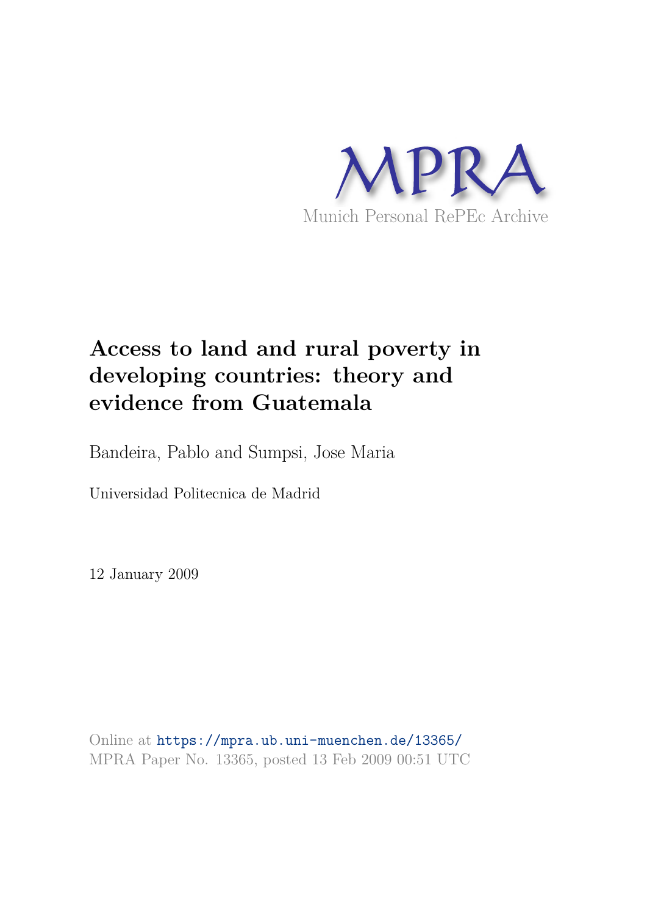MPRA

Munich Personal RePEc Archive

# Access to land and rural poverty in developing countries: theory and evidence from Guatemala

Bandeira, Pablo and Sumpsi, Jose Maria

Universidad Politecnica de Madrid

12 January 2009

Online at https://mpra.ub.uni-muenchen.de/13365/
MPRA Paper No. 13365, posted 13 Feb 2009 00:51 UTC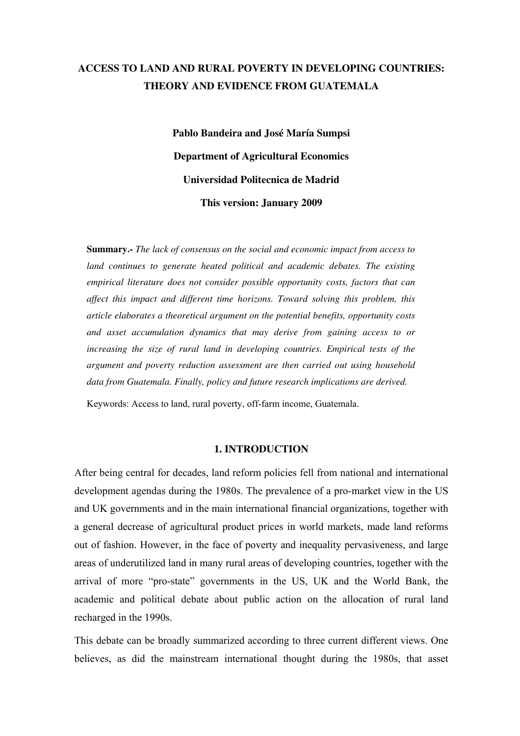# ACCESS TO LAND AND RURAL POVERTY IN DEVELOPING COUNTRIES: THEORY AND EVIDENCE FROM GUATEMALA

**Pablo Bandeira and José María Sumpsi**

**Department of Agricultural Economics**

**Universidad Politecnica de Madrid**

**This version: January 2009**

**Summary.-** *The lack of consensus on the social and economic impact from access to land continues to generate heated political and academic debates. The existing empirical literature does not consider possible opportunity costs, factors that can affect this impact and different time horizons. Toward solving this problem, this article elaborates a theoretical argument on the potential benefits, opportunity costs and asset accumulation dynamics that may derive from gaining access to or increasing the size of rural land in developing countries. Empirical tests of the argument and poverty reduction assessment are then carried out using household data from Guatemala. Finally, policy and future research implications are derived.*

Keywords: Access to land, rural poverty, off-farm income, Guatemala.

## 1. INTRODUCTION

After being central for decades, land reform policies fell from national and international development agendas during the 1980s. The prevalence of a pro-market view in the US and UK governments and in the main international financial organizations, together with a general decrease of agricultural product prices in world markets, made land reforms out of fashion. However, in the face of poverty and inequality pervasiveness, and large areas of underutilized land in many rural areas of developing countries, together with the arrival of more "pro-state" governments in the US, UK and the World Bank, the academic and political debate about public action on the allocation of rural land recharged in the 1990s.

This debate can be broadly summarized according to three current different views. One believes, as did the mainstream international thought during the 1980s, that asset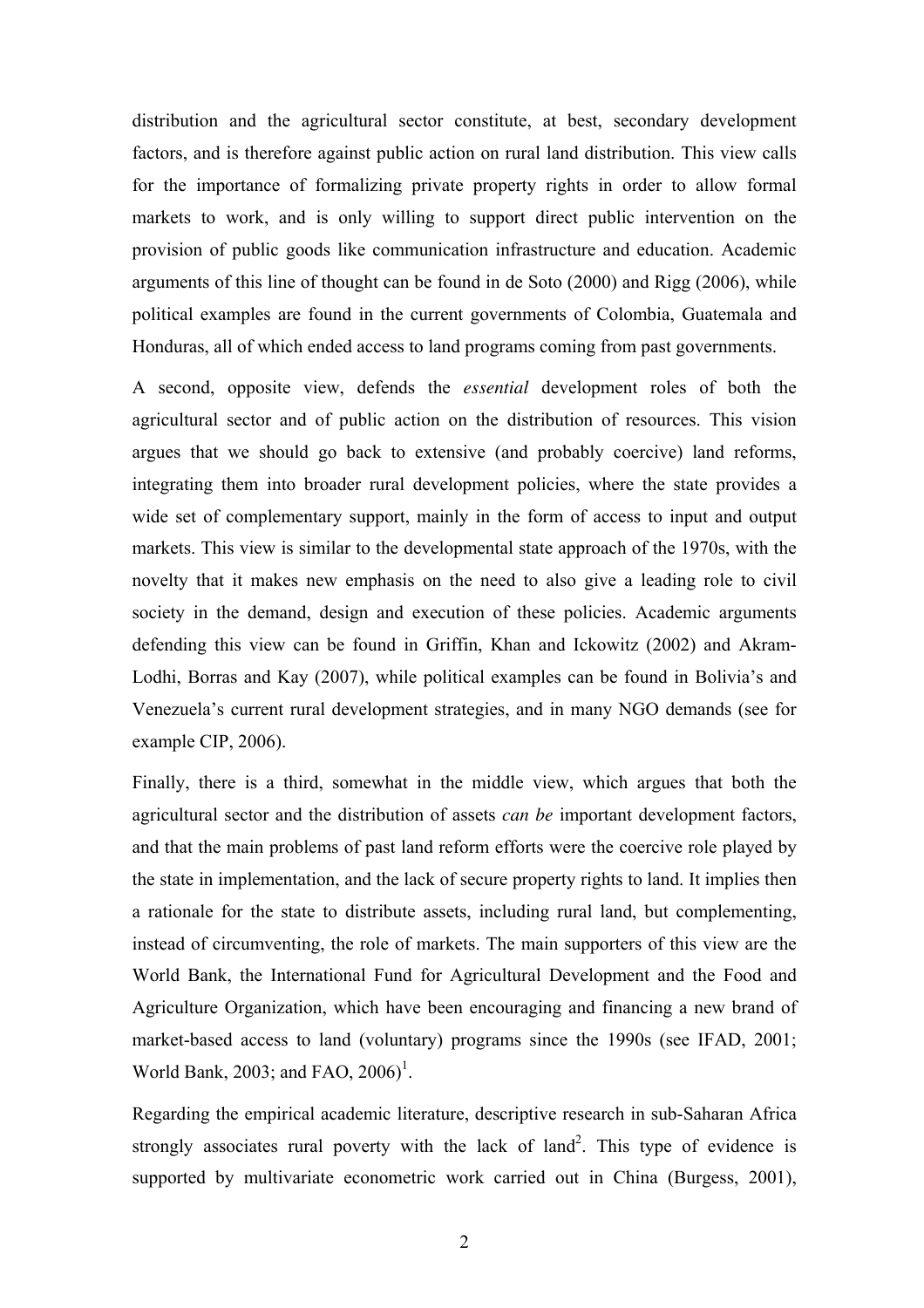distribution and the agricultural sector constitute, at best, secondary development factors, and is therefore against public action on rural land distribution. This view calls for the importance of formalizing private property rights in order to allow formal markets to work, and is only willing to support direct public intervention on the provision of public goods like communication infrastructure and education. Academic arguments of this line of thought can be found in de Soto (2000) and Rigg (2006), while political examples are found in the current governments of Colombia, Guatemala and Honduras, all of which ended access to land programs coming from past governments.

A second, opposite view, defends the *essential* development roles of both the agricultural sector and of public action on the distribution of resources. This vision argues that we should go back to extensive (and probably coercive) land reforms, integrating them into broader rural development policies, where the state provides a wide set of complementary support, mainly in the form of access to input and output markets. This view is similar to the developmental state approach of the 1970s, with the novelty that it makes new emphasis on the need to also give a leading role to civil society in the demand, design and execution of these policies. Academic arguments defending this view can be found in Griffin, Khan and Ickowitz (2002) and Akram-Lodhi, Borras and Kay (2007), while political examples can be found in Bolivia's and Venezuela's current rural development strategies, and in many NGO demands (see for example CIP, 2006).

Finally, there is a third, somewhat in the middle view, which argues that both the agricultural sector and the distribution of assets *can be* important development factors, and that the main problems of past land reform efforts were the coercive role played by the state in implementation, and the lack of secure property rights to land. It implies then a rationale for the state to distribute assets, including rural land, but complementing, instead of circumventing, the role of markets. The main supporters of this view are the World Bank, the International Fund for Agricultural Development and the Food and Agriculture Organization, which have been encouraging and financing a new brand of market-based access to land (voluntary) programs since the 1990s (see IFAD, 2001; World Bank, 2003; and FAO, 2006)[1].

Regarding the empirical academic literature, descriptive research in sub-Saharan Africa strongly associates rural poverty with the lack of land[2]. This type of evidence is supported by multivariate econometric work carried out in China (Burgess, 2001),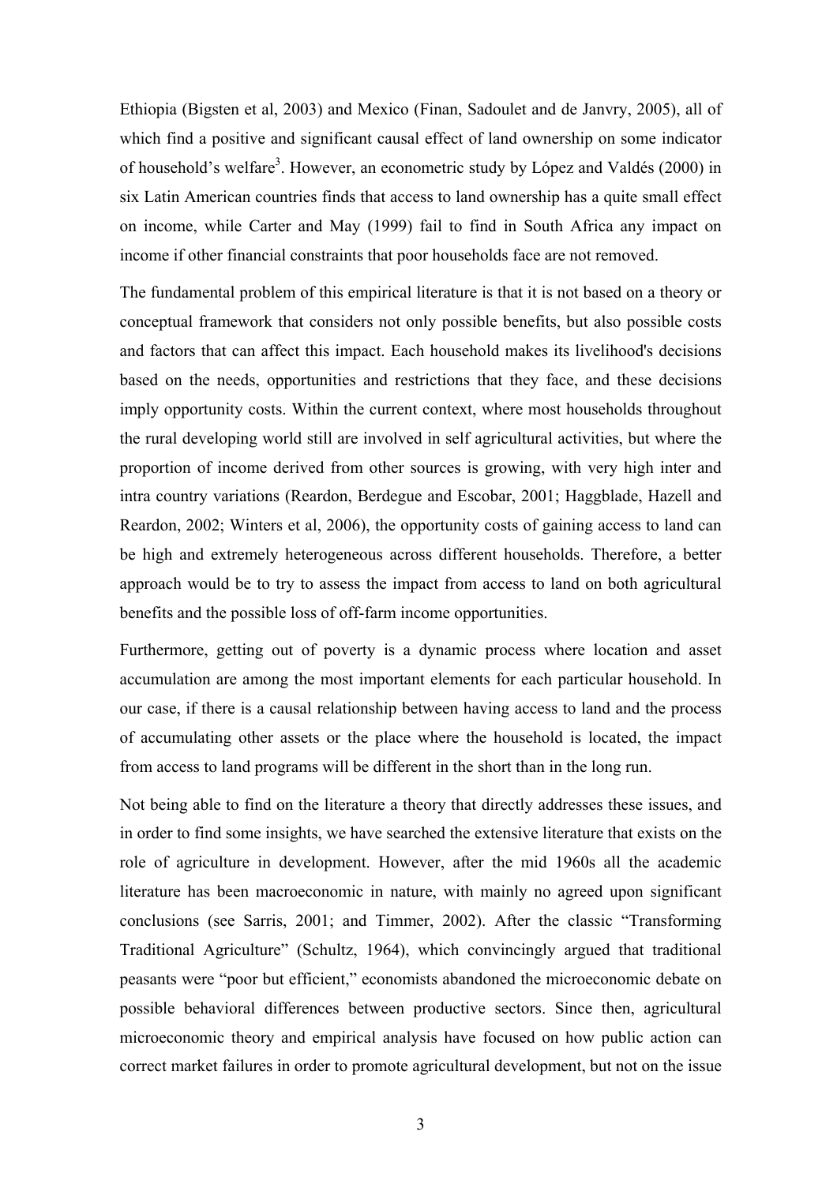Ethiopia (Bigsten et al, 2003) and Mexico (Finan, Sadoulet and de Janvry, 2005), all of which find a positive and significant causal effect of land ownership on some indicator of household's welfare[3]. However, an econometric study by López and Valdés (2000) in six Latin American countries finds that access to land ownership has a quite small effect on income, while Carter and May (1999) fail to find in South Africa any impact on income if other financial constraints that poor households face are not removed.

The fundamental problem of this empirical literature is that it is not based on a theory or conceptual framework that considers not only possible benefits, but also possible costs and factors that can affect this impact. Each household makes its livelihood's decisions based on the needs, opportunities and restrictions that they face, and these decisions imply opportunity costs. Within the current context, where most households throughout the rural developing world still are involved in self agricultural activities, but where the proportion of income derived from other sources is growing, with very high inter and intra country variations (Reardon, Berdegue and Escobar, 2001; Haggblade, Hazell and Reardon, 2002; Winters et al, 2006), the opportunity costs of gaining access to land can be high and extremely heterogeneous across different households. Therefore, a better approach would be to try to assess the impact from access to land on both agricultural benefits and the possible loss of off-farm income opportunities.

Furthermore, getting out of poverty is a dynamic process where location and asset accumulation are among the most important elements for each particular household. In our case, if there is a causal relationship between having access to land and the process of accumulating other assets or the place where the household is located, the impact from access to land programs will be different in the short than in the long run.

Not being able to find on the literature a theory that directly addresses these issues, and in order to find some insights, we have searched the extensive literature that exists on the role of agriculture in development. However, after the mid 1960s all the academic literature has been macroeconomic in nature, with mainly no agreed upon significant conclusions (see Sarris, 2001; and Timmer, 2002). After the classic "Transforming Traditional Agriculture" (Schultz, 1964), which convincingly argued that traditional peasants were "poor but efficient," economists abandoned the microeconomic debate on possible behavioral differences between productive sectors. Since then, agricultural microeconomic theory and empirical analysis have focused on how public action can correct market failures in order to promote agricultural development, but not on the issue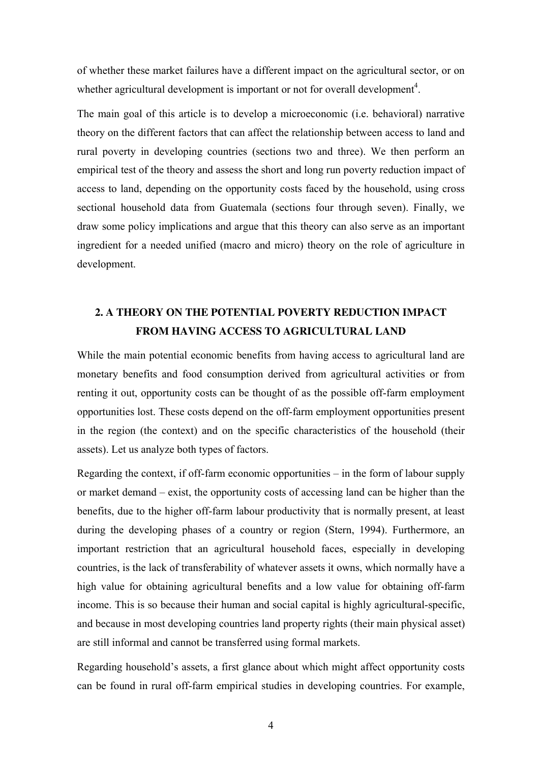of whether these market failures have a different impact on the agricultural sector, or on whether agricultural development is important or not for overall development[4].

The main goal of this article is to develop a microeconomic (i.e. behavioral) narrative theory on the different factors that can affect the relationship between access to land and rural poverty in developing countries (sections two and three). We then perform an empirical test of the theory and assess the short and long run poverty reduction impact of access to land, depending on the opportunity costs faced by the household, using cross sectional household data from Guatemala (sections four through seven). Finally, we draw some policy implications and argue that this theory can also serve as an important ingredient for a needed unified (macro and micro) theory on the role of agriculture in development.

## 2. A THEORY ON THE POTENTIAL POVERTY REDUCTION IMPACT FROM HAVING ACCESS TO AGRICULTURAL LAND

While the main potential economic benefits from having access to agricultural land are monetary benefits and food consumption derived from agricultural activities or from renting it out, opportunity costs can be thought of as the possible off-farm employment opportunities lost. These costs depend on the off-farm employment opportunities present in the region (the context) and on the specific characteristics of the household (their assets). Let us analyze both types of factors.

Regarding the context, if off-farm economic opportunities – in the form of labour supply or market demand – exist, the opportunity costs of accessing land can be higher than the benefits, due to the higher off-farm labour productivity that is normally present, at least during the developing phases of a country or region (Stern, 1994). Furthermore, an important restriction that an agricultural household faces, especially in developing countries, is the lack of transferability of whatever assets it owns, which normally have a high value for obtaining agricultural benefits and a low value for obtaining off-farm income. This is so because their human and social capital is highly agricultural-specific, and because in most developing countries land property rights (their main physical asset) are still informal and cannot be transferred using formal markets.

Regarding household's assets, a first glance about which might affect opportunity costs can be found in rural off-farm empirical studies in developing countries. For example,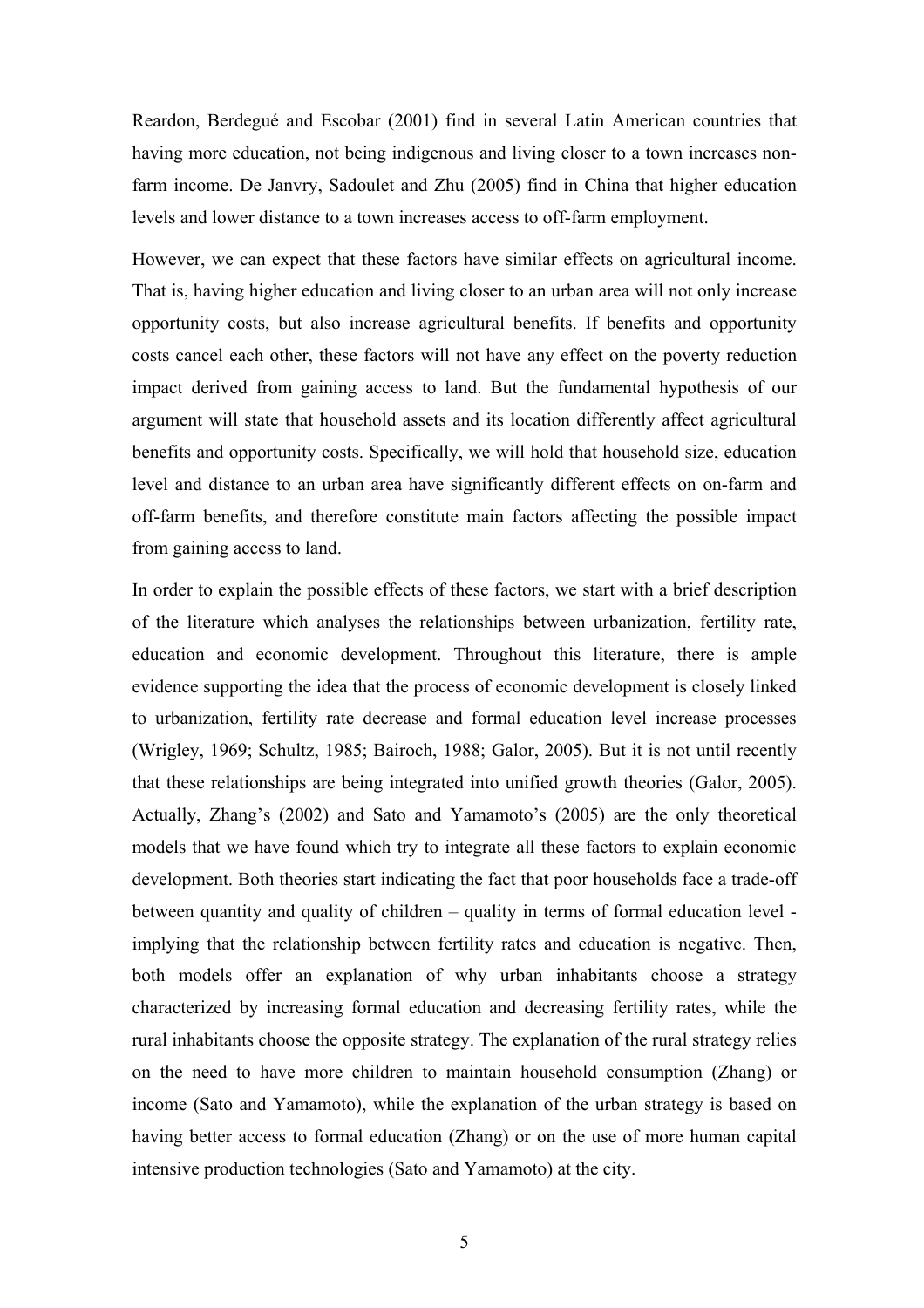Reardon, Berdegué and Escobar (2001) find in several Latin American countries that having more education, not being indigenous and living closer to a town increases non-farm income. De Janvry, Sadoulet and Zhu (2005) find in China that higher education levels and lower distance to a town increases access to off-farm employment.

However, we can expect that these factors have similar effects on agricultural income. That is, having higher education and living closer to an urban area will not only increase opportunity costs, but also increase agricultural benefits. If benefits and opportunity costs cancel each other, these factors will not have any effect on the poverty reduction impact derived from gaining access to land. But the fundamental hypothesis of our argument will state that household assets and its location differently affect agricultural benefits and opportunity costs. Specifically, we will hold that household size, education level and distance to an urban area have significantly different effects on on-farm and off-farm benefits, and therefore constitute main factors affecting the possible impact from gaining access to land.

In order to explain the possible effects of these factors, we start with a brief description of the literature which analyses the relationships between urbanization, fertility rate, education and economic development. Throughout this literature, there is ample evidence supporting the idea that the process of economic development is closely linked to urbanization, fertility rate decrease and formal education level increase processes (Wrigley, 1969; Schultz, 1985; Bairoch, 1988; Galor, 2005). But it is not until recently that these relationships are being integrated into unified growth theories (Galor, 2005). Actually, Zhang's (2002) and Sato and Yamamoto's (2005) are the only theoretical models that we have found which try to integrate all these factors to explain economic development. Both theories start indicating the fact that poor households face a trade-off between quantity and quality of children – quality in terms of formal education level - implying that the relationship between fertility rates and education is negative. Then, both models offer an explanation of why urban inhabitants choose a strategy characterized by increasing formal education and decreasing fertility rates, while the rural inhabitants choose the opposite strategy. The explanation of the rural strategy relies on the need to have more children to maintain household consumption (Zhang) or income (Sato and Yamamoto), while the explanation of the urban strategy is based on having better access to formal education (Zhang) or on the use of more human capital intensive production technologies (Sato and Yamamoto) at the city.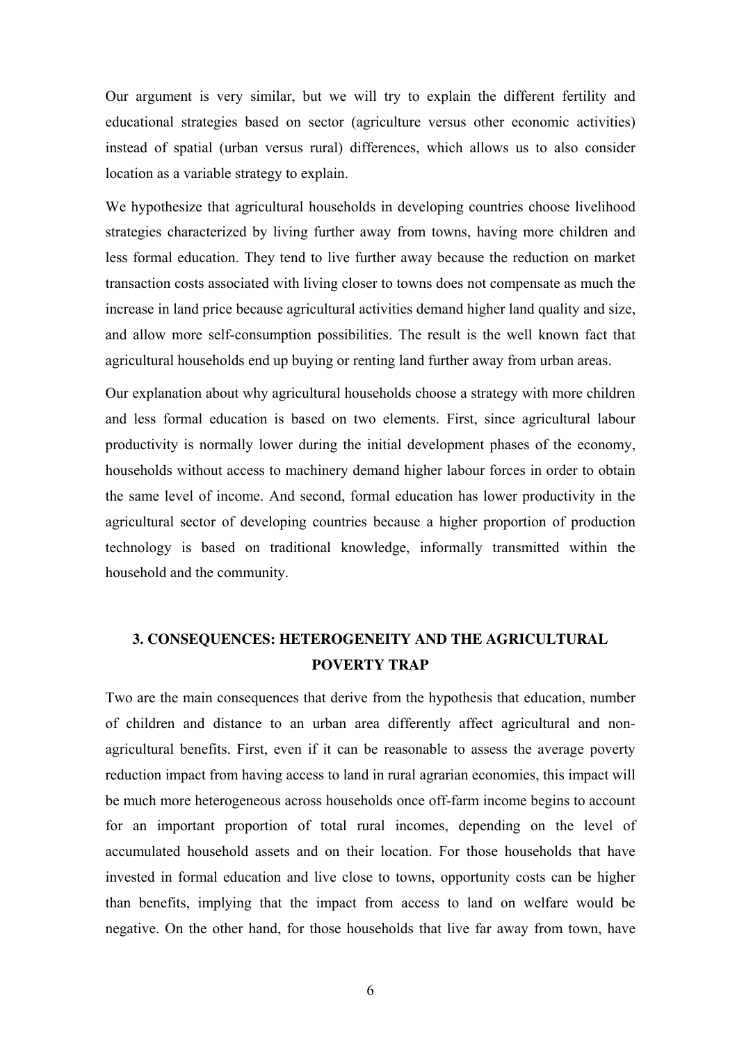Our argument is very similar, but we will try to explain the different fertility and educational strategies based on sector (agriculture versus other economic activities) instead of spatial (urban versus rural) differences, which allows us to also consider location as a variable strategy to explain.

We hypothesize that agricultural households in developing countries choose livelihood strategies characterized by living further away from towns, having more children and less formal education. They tend to live further away because the reduction on market transaction costs associated with living closer to towns does not compensate as much the increase in land price because agricultural activities demand higher land quality and size, and allow more self-consumption possibilities. The result is the well known fact that agricultural households end up buying or renting land further away from urban areas.

Our explanation about why agricultural households choose a strategy with more children and less formal education is based on two elements. First, since agricultural labour productivity is normally lower during the initial development phases of the economy, households without access to machinery demand higher labour forces in order to obtain the same level of income. And second, formal education has lower productivity in the agricultural sector of developing countries because a higher proportion of production technology is based on traditional knowledge, informally transmitted within the household and the community.

## 3. CONSEQUENCES: HETEROGENEITY AND THE AGRICULTURAL POVERTY TRAP

Two are the main consequences that derive from the hypothesis that education, number of children and distance to an urban area differently affect agricultural and non-agricultural benefits. First, even if it can be reasonable to assess the average poverty reduction impact from having access to land in rural agrarian economies, this impact will be much more heterogeneous across households once off-farm income begins to account for an important proportion of total rural incomes, depending on the level of accumulated household assets and on their location. For those households that have invested in formal education and live close to towns, opportunity costs can be higher than benefits, implying that the impact from access to land on welfare would be negative. On the other hand, for those households that live far away from town, have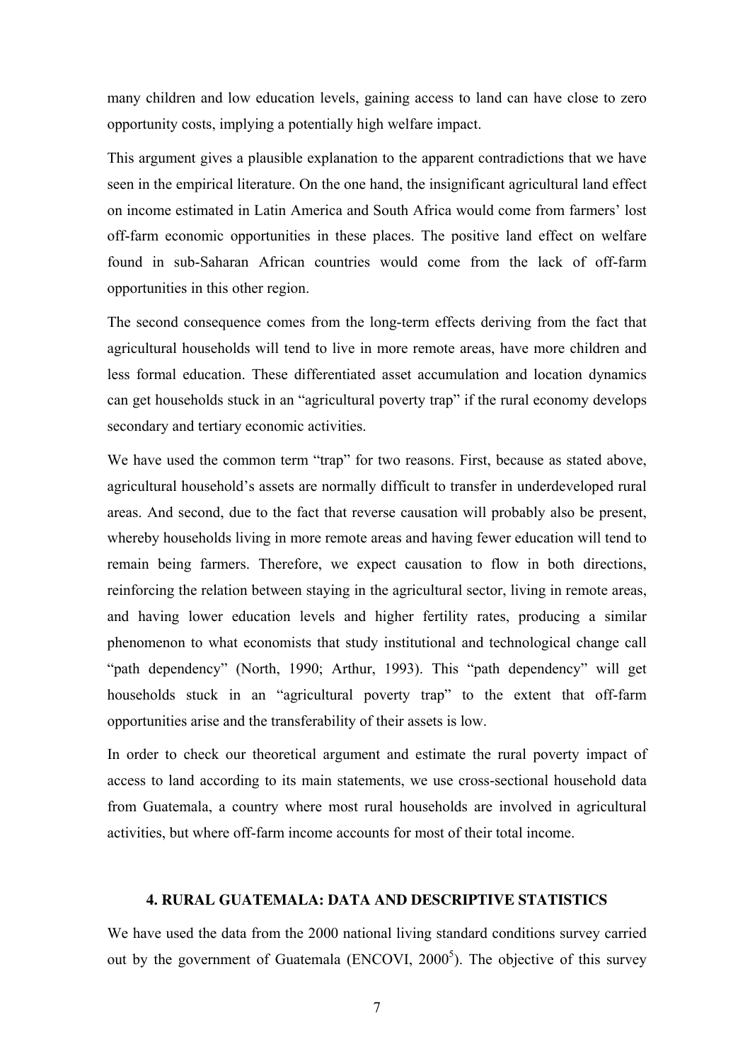many children and low education levels, gaining access to land can have close to zero opportunity costs, implying a potentially high welfare impact.

This argument gives a plausible explanation to the apparent contradictions that we have seen in the empirical literature. On the one hand, the insignificant agricultural land effect on income estimated in Latin America and South Africa would come from farmers' lost off-farm economic opportunities in these places. The positive land effect on welfare found in sub-Saharan African countries would come from the lack of off-farm opportunities in this other region.

The second consequence comes from the long-term effects deriving from the fact that agricultural households will tend to live in more remote areas, have more children and less formal education. These differentiated asset accumulation and location dynamics can get households stuck in an "agricultural poverty trap" if the rural economy develops secondary and tertiary economic activities.

We have used the common term "trap" for two reasons. First, because as stated above, agricultural household's assets are normally difficult to transfer in underdeveloped rural areas. And second, due to the fact that reverse causation will probably also be present, whereby households living in more remote areas and having fewer education will tend to remain being farmers. Therefore, we expect causation to flow in both directions, reinforcing the relation between staying in the agricultural sector, living in remote areas, and having lower education levels and higher fertility rates, producing a similar phenomenon to what economists that study institutional and technological change call "path dependency" (North, 1990; Arthur, 1993). This "path dependency" will get households stuck in an "agricultural poverty trap" to the extent that off-farm opportunities arise and the transferability of their assets is low.

In order to check our theoretical argument and estimate the rural poverty impact of access to land according to its main statements, we use cross-sectional household data from Guatemala, a country where most rural households are involved in agricultural activities, but where off-farm income accounts for most of their total income.

## 4. RURAL GUATEMALA: DATA AND DESCRIPTIVE STATISTICS

We have used the data from the 2000 national living standard conditions survey carried out by the government of Guatemala (ENCOVI, 2000[5]). The objective of this survey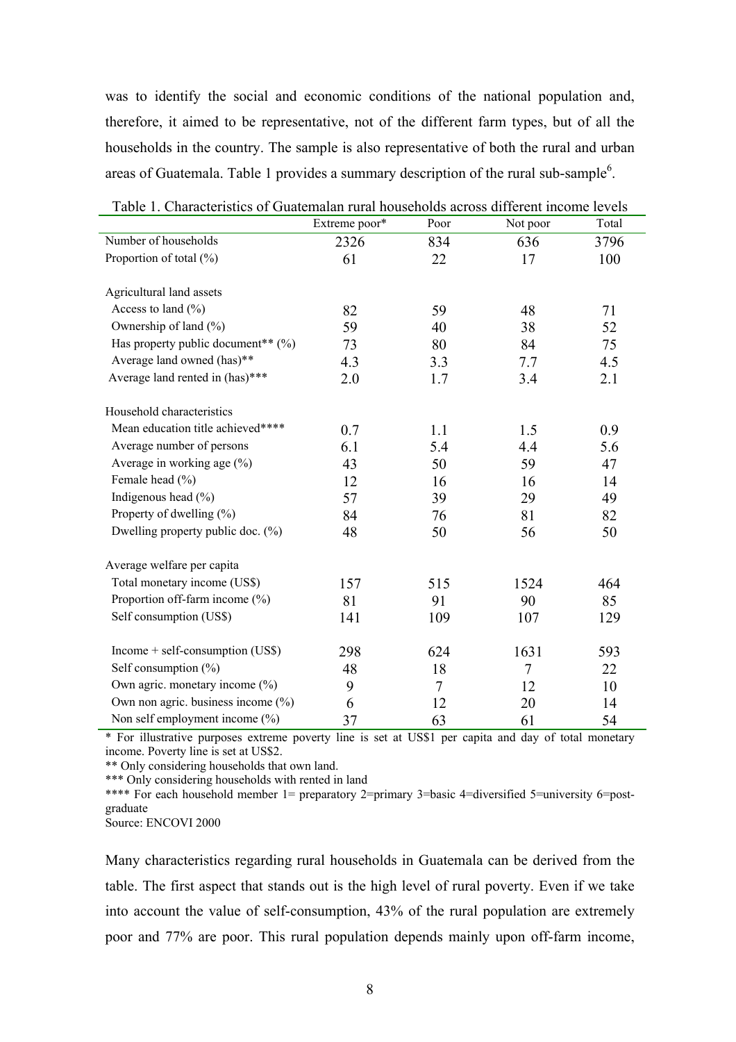was to identify the social and economic conditions of the national population and, therefore, it aimed to be representative, not of the different farm types, but of all the households in the country. The sample is also representative of both the rural and urban areas of Guatemala. Table 1 provides a summary description of the rural sub-sample[6].

Table 1. Characteristics of Guatemalan rural households across different income levels

| | Extreme poor* | Poor | Not poor | Total |
|---|---|---|---|---|
| Number of households | 2326 | 834 | 636 | 3796 |
| Proportion of total (%) | 61 | 22 | 17 | 100 |
| Agricultural land assets | | | | |
| Access to land (%) | 82 | 59 | 48 | 71 |
| Ownership of land (%) | 59 | 40 | 38 | 52 |
| Has property public document** (%) | 73 | 80 | 84 | 75 |
| Average land owned (has)** | 4.3 | 3.3 | 7.7 | 4.5 |
| Average land rented in (has)*** | 2.0 | 1.7 | 3.4 | 2.1 |
| Household characteristics | | | | |
| Mean education title achieved**** | 0.7 | 1.1 | 1.5 | 0.9 |
| Average number of persons | 6.1 | 5.4 | 4.4 | 5.6 |
| Average in working age (%) | 43 | 50 | 59 | 47 |
| Female head (%) | 12 | 16 | 16 | 14 |
| Indigenous head (%) | 57 | 39 | 29 | 49 |
| Property of dwelling (%) | 84 | 76 | 81 | 82 |
| Dwelling property public doc. (%) | 48 | 50 | 56 | 50 |
| Average welfare per capita | | | | |
| Total monetary income (US$) | 157 | 515 | 1524 | 464 |
| Proportion off-farm income (%) | 81 | 91 | 90 | 85 |
| Self consumption (US$) | 141 | 109 | 107 | 129 |
| Income + self-consumption (US$) | 298 | 624 | 1631 | 593 |
| Self consumption (%) | 48 | 18 | 7 | 22 |
| Own agric. monetary income (%) | 9 | 7 | 12 | 10 |
| Own non agric. business income (%) | 6 | 12 | 20 | 14 |
| Non self employment income (%) | 37 | 63 | 61 | 54 |

\* For illustrative purposes extreme poverty line is set at US$1 per capita and day of total monetary income. Poverty line is set at US$2.

** Only considering households that own land.

*** Only considering households with rented in land

**** For each household member 1= preparatory 2=primary 3=basic 4=diversified 5=university 6=post-graduate

Source: ENCOVI 2000

Many characteristics regarding rural households in Guatemala can be derived from the table. The first aspect that stands out is the high level of rural poverty. Even if we take into account the value of self-consumption, 43% of the rural population are extremely poor and 77% are poor. This rural population depends mainly upon off-farm income,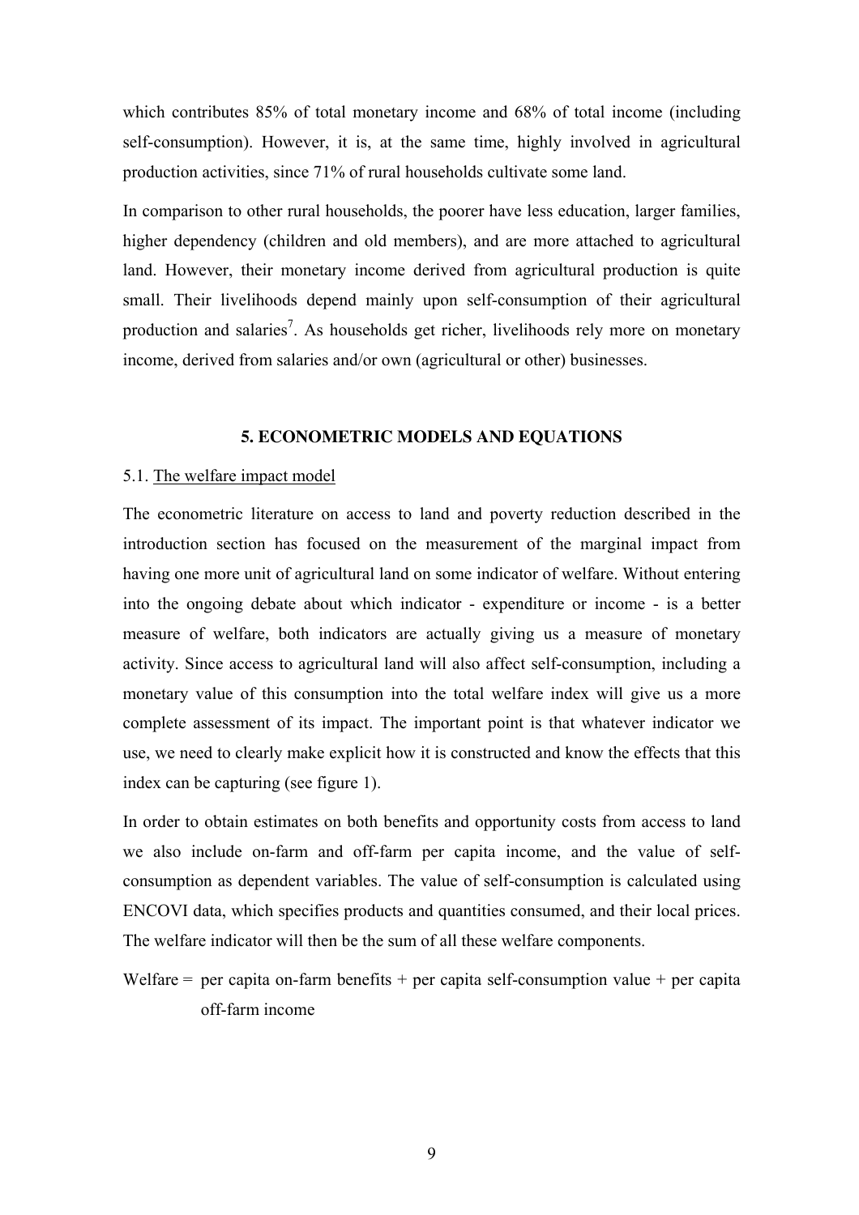which contributes 85% of total monetary income and 68% of total income (including self-consumption). However, it is, at the same time, highly involved in agricultural production activities, since 71% of rural households cultivate some land.

In comparison to other rural households, the poorer have less education, larger families, higher dependency (children and old members), and are more attached to agricultural land. However, their monetary income derived from agricultural production is quite small. Their livelihoods depend mainly upon self-consumption of their agricultural production and salaries[7]. As households get richer, livelihoods rely more on monetary income, derived from salaries and/or own (agricultural or other) businesses.

## 5. ECONOMETRIC MODELS AND EQUATIONS

### 5.1. The welfare impact model

The econometric literature on access to land and poverty reduction described in the introduction section has focused on the measurement of the marginal impact from having one more unit of agricultural land on some indicator of welfare. Without entering into the ongoing debate about which indicator - expenditure or income - is a better measure of welfare, both indicators are actually giving us a measure of monetary activity. Since access to agricultural land will also affect self-consumption, including a monetary value of this consumption into the total welfare index will give us a more complete assessment of its impact. The important point is that whatever indicator we use, we need to clearly make explicit how it is constructed and know the effects that this index can be capturing (see figure 1).

In order to obtain estimates on both benefits and opportunity costs from access to land we also include on-farm and off-farm per capita income, and the value of self-consumption as dependent variables. The value of self-consumption is calculated using ENCOVI data, which specifies products and quantities consumed, and their local prices. The welfare indicator will then be the sum of all these welfare components.

Welfare = per capita on-farm benefits + per capita self-consumption value + per capita off-farm income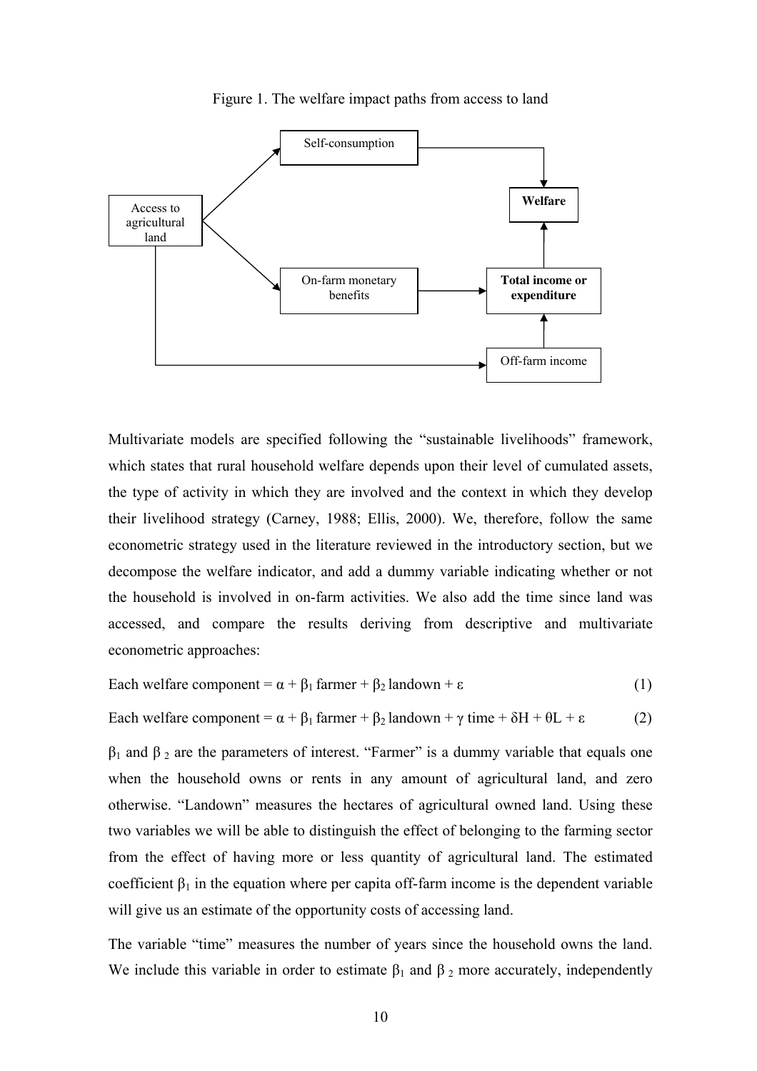Figure 1. The welfare impact paths from access to land

Multivariate models are specified following the "sustainable livelihoods" framework, which states that rural household welfare depends upon their level of cumulated assets, the type of activity in which they are involved and the context in which they develop their livelihood strategy (Carney, 1988; Ellis, 2000). We, therefore, follow the same econometric strategy used in the literature reviewed in the introductory section, but we decompose the welfare indicator, and add a dummy variable indicating whether or not the household is involved in on-farm activities. We also add the time since land was accessed, and compare the results deriving from descriptive and multivariate econometric approaches:

$$\text{Each welfare component} = \alpha + \beta_1 \text{ farmer} + \beta_2 \text{ landown} + \varepsilon \qquad (1)$$

$$\text{Each welfare component} = \alpha + \beta_1 \text{ farmer} + \beta_2 \text{ landown} + \gamma \text{ time} + \delta H + \theta L + \varepsilon \qquad (2)$$

$\beta_1$ and $\beta_2$ are the parameters of interest. "Farmer" is a dummy variable that equals one when the household owns or rents in any amount of agricultural land, and zero otherwise. "Landown" measures the hectares of agricultural owned land. Using these two variables we will be able to distinguish the effect of belonging to the farming sector from the effect of having more or less quantity of agricultural land. The estimated coefficient $\beta_1$ in the equation where per capita off-farm income is the dependent variable will give us an estimate of the opportunity costs of accessing land.

The variable "time" measures the number of years since the household owns the land. We include this variable in order to estimate $\beta_1$ and $\beta_2$ more accurately, independently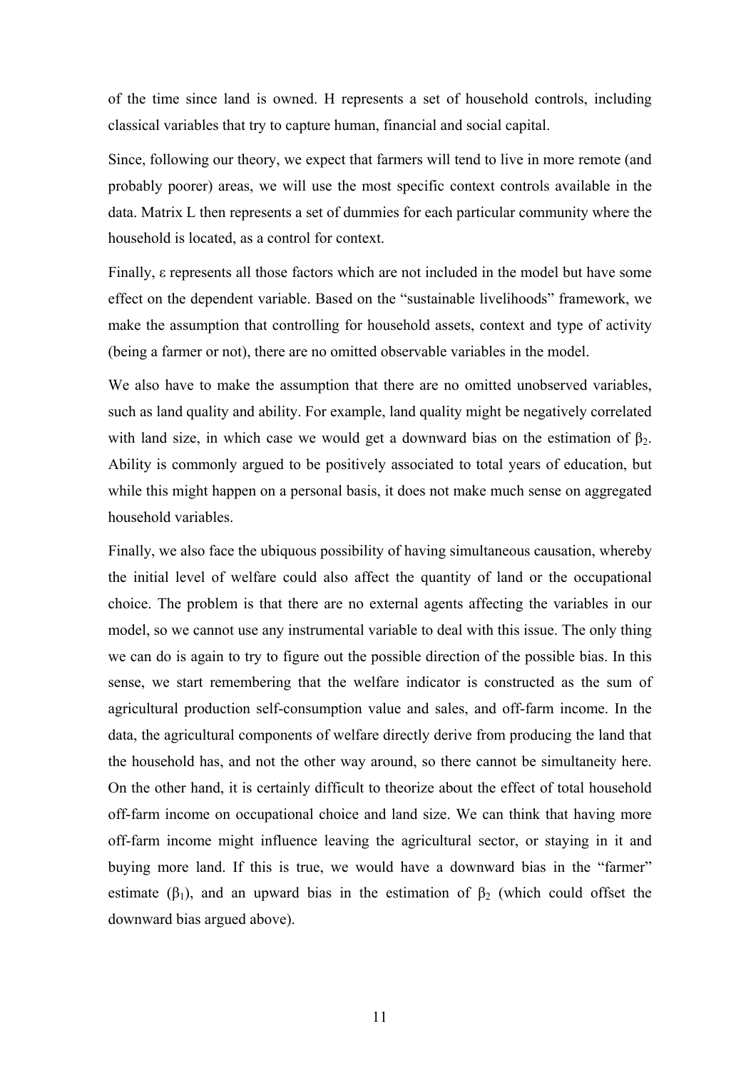of the time since land is owned. H represents a set of household controls, including classical variables that try to capture human, financial and social capital.

Since, following our theory, we expect that farmers will tend to live in more remote (and probably poorer) areas, we will use the most specific context controls available in the data. Matrix L then represents a set of dummies for each particular community where the household is located, as a control for context.

Finally, $\varepsilon$ represents all those factors which are not included in the model but have some effect on the dependent variable. Based on the "sustainable livelihoods" framework, we make the assumption that controlling for household assets, context and type of activity (being a farmer or not), there are no omitted observable variables in the model.

We also have to make the assumption that there are no omitted unobserved variables, such as land quality and ability. For example, land quality might be negatively correlated with land size, in which case we would get a downward bias on the estimation of $\beta_2$. Ability is commonly argued to be positively associated to total years of education, but while this might happen on a personal basis, it does not make much sense on aggregated household variables.

Finally, we also face the ubiquous possibility of having simultaneous causation, whereby the initial level of welfare could also affect the quantity of land or the occupational choice. The problem is that there are no external agents affecting the variables in our model, so we cannot use any instrumental variable to deal with this issue. The only thing we can do is again to try to figure out the possible direction of the possible bias. In this sense, we start remembering that the welfare indicator is constructed as the sum of agricultural production self-consumption value and sales, and off-farm income. In the data, the agricultural components of welfare directly derive from producing the land that the household has, and not the other way around, so there cannot be simultaneity here. On the other hand, it is certainly difficult to theorize about the effect of total household off-farm income on occupational choice and land size. We can think that having more off-farm income might influence leaving the agricultural sector, or staying in it and buying more land. If this is true, we would have a downward bias in the "farmer" estimate ($\beta_1$), and an upward bias in the estimation of $\beta_2$ (which could offset the downward bias argued above).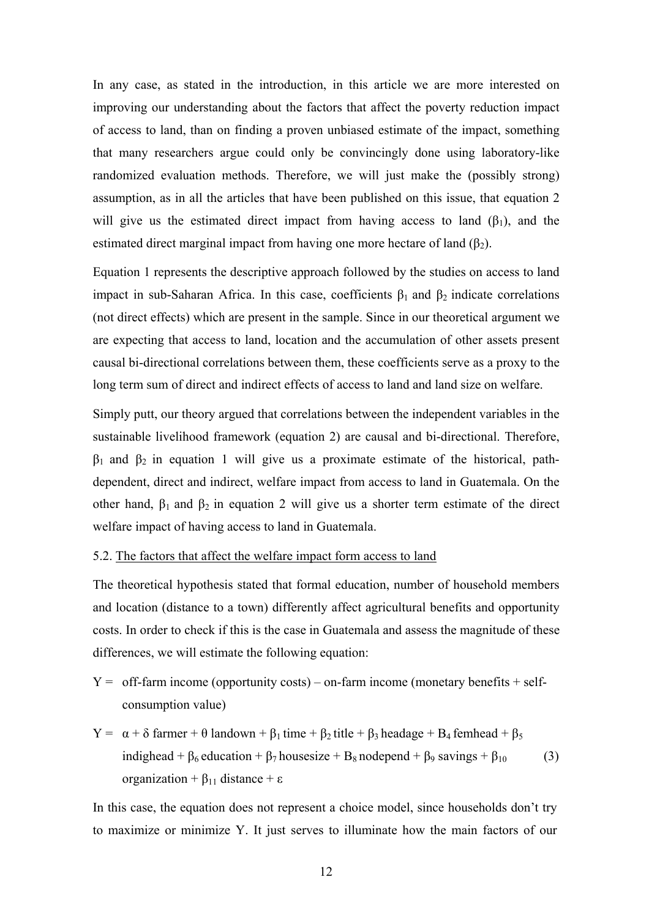In any case, as stated in the introduction, in this article we are more interested on improving our understanding about the factors that affect the poverty reduction impact of access to land, than on finding a proven unbiased estimate of the impact, something that many researchers argue could only be convincingly done using laboratory-like randomized evaluation methods. Therefore, we will just make the (possibly strong) assumption, as in all the articles that have been published on this issue, that equation 2 will give us the estimated direct impact from having access to land ($\beta_1$), and the estimated direct marginal impact from having one more hectare of land ($\beta_2$).

Equation 1 represents the descriptive approach followed by the studies on access to land impact in sub-Saharan Africa. In this case, coefficients $\beta_1$ and $\beta_2$ indicate correlations (not direct effects) which are present in the sample. Since in our theoretical argument we are expecting that access to land, location and the accumulation of other assets present causal bi-directional correlations between them, these coefficients serve as a proxy to the long term sum of direct and indirect effects of access to land and land size on welfare.

Simply putt, our theory argued that correlations between the independent variables in the sustainable livelihood framework (equation 2) are causal and bi-directional. Therefore, $\beta_1$ and $\beta_2$ in equation 1 will give us a proximate estimate of the historical, path-dependent, direct and indirect, welfare impact from access to land in Guatemala. On the other hand, $\beta_1$ and $\beta_2$ in equation 2 will give us a shorter term estimate of the direct welfare impact of having access to land in Guatemala.

### 5.2. The factors that affect the welfare impact form access to land

The theoretical hypothesis stated that formal education, number of household members and location (distance to a town) differently affect agricultural benefits and opportunity costs. In order to check if this is the case in Guatemala and assess the magnitude of these differences, we will estimate the following equation:

Y = off-farm income (opportunity costs) – on-farm income (monetary benefits + self-consumption value)

$$Y = \alpha + \delta \text{ farmer} + \theta \text{ landown} + \beta_1 \text{ time} + \beta_2 \text{ title} + \beta_3 \text{ headage} + B_4 \text{ femhead} + \beta_5 \text{ indighead} + \beta_6 \text{ education} + \beta_7 \text{ housesize} + B_8 \text{ nodepend} + \beta_9 \text{ savings} + \beta_{10} \text{ organization} + \beta_{11} \text{ distance} + \varepsilon \quad (3)$$

In this case, the equation does not represent a choice model, since households don't try to maximize or minimize Y. It just serves to illuminate how the main factors of our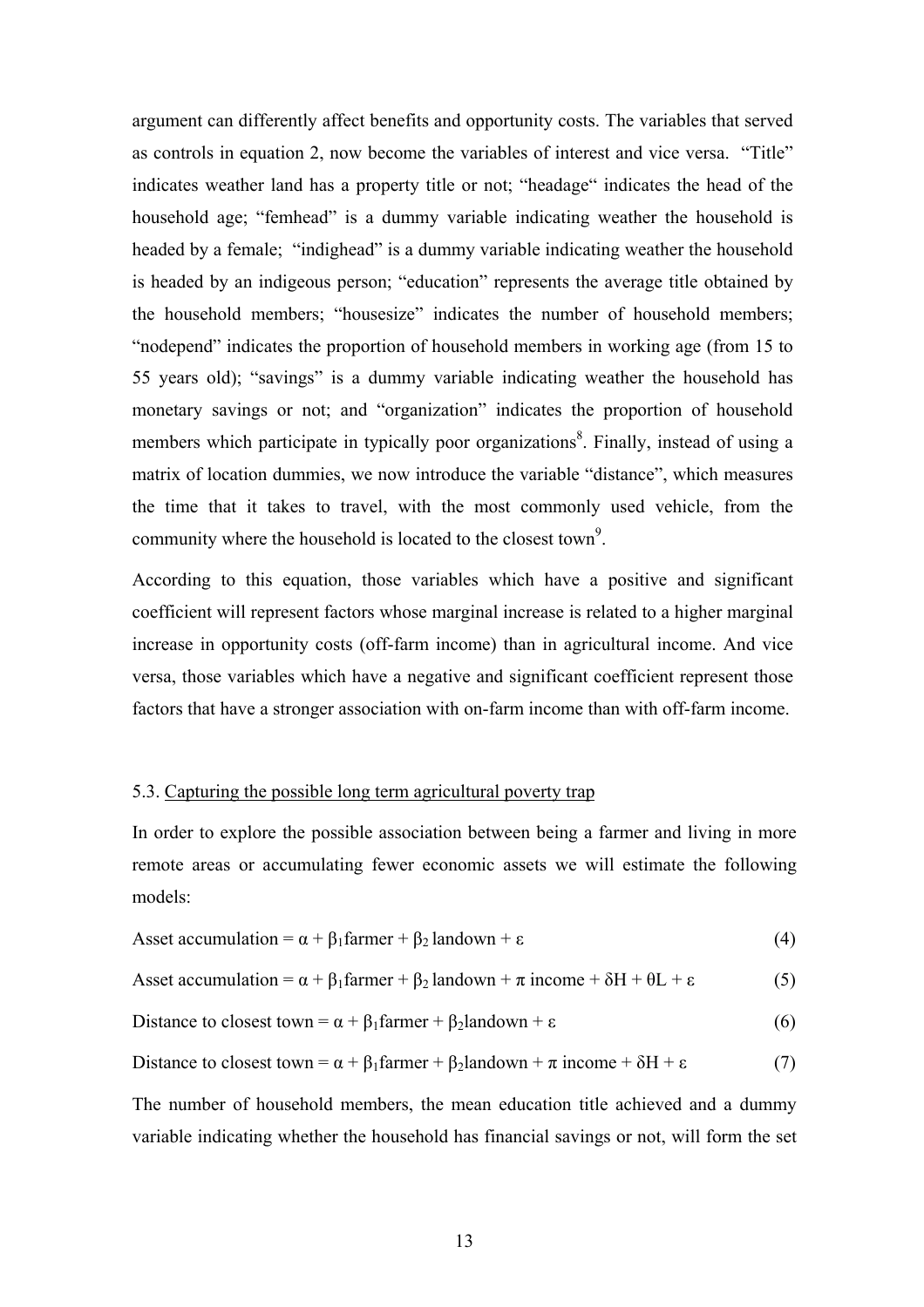argument can differently affect benefits and opportunity costs. The variables that served as controls in equation 2, now become the variables of interest and vice versa. "Title" indicates weather land has a property title or not; "headage" indicates the head of the household age; "femhead" is a dummy variable indicating weather the household is headed by a female; "indighead" is a dummy variable indicating weather the household is headed by an indigeous person; "education" represents the average title obtained by the household members; "housesize" indicates the number of household members; "nodepend" indicates the proportion of household members in working age (from 15 to 55 years old); "savings" is a dummy variable indicating weather the household has monetary savings or not; and "organization" indicates the proportion of household members which participate in typically poor organizations[8]. Finally, instead of using a matrix of location dummies, we now introduce the variable "distance", which measures the time that it takes to travel, with the most commonly used vehicle, from the community where the household is located to the closest town[9].

According to this equation, those variables which have a positive and significant coefficient will represent factors whose marginal increase is related to a higher marginal increase in opportunity costs (off-farm income) than in agricultural income. And vice versa, those variables which have a negative and significant coefficient represent those factors that have a stronger association with on-farm income than with off-farm income.

### 5.3. Capturing the possible long term agricultural poverty trap

In order to explore the possible association between being a farmer and living in more remote areas or accumulating fewer economic assets we will estimate the following models:

$$\text{Asset accumulation} = \alpha + \beta_1 \text{farmer} + \beta_2 \text{landown} + \varepsilon \tag{4}$$

$$\text{Asset accumulation} = \alpha + \beta_1 \text{farmer} + \beta_2 \text{landown} + \pi \text{ income} + \delta H + \theta L + \varepsilon \tag{5}$$

$$\text{Distance to closest town} = \alpha + \beta_1 \text{farmer} + \beta_2 \text{landown} + \varepsilon \tag{6}$$

$$\text{Distance to closest town} = \alpha + \beta_1 \text{farmer} + \beta_2 \text{landown} + \pi \text{ income} + \delta H + \varepsilon \tag{7}$$

The number of household members, the mean education title achieved and a dummy variable indicating whether the household has financial savings or not, will form the set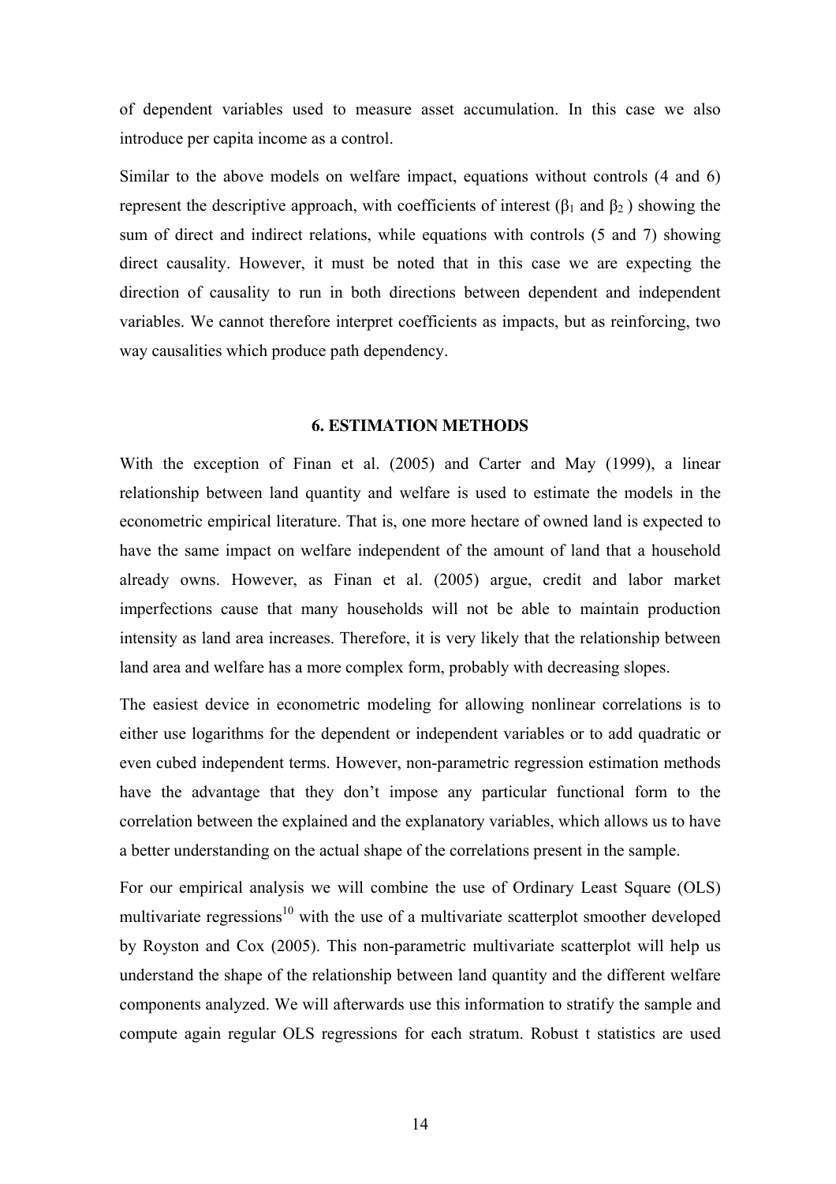of dependent variables used to measure asset accumulation. In this case we also introduce per capita income as a control.

Similar to the above models on welfare impact, equations without controls (4 and 6) represent the descriptive approach, with coefficients of interest ($\beta_1$ and $\beta_2$ ) showing the sum of direct and indirect relations, while equations with controls (5 and 7) showing direct causality. However, it must be noted that in this case we are expecting the direction of causality to run in both directions between dependent and independent variables. We cannot therefore interpret coefficients as impacts, but as reinforcing, two way causalities which produce path dependency.

## 6. ESTIMATION METHODS

With the exception of Finan et al. (2005) and Carter and May (1999), a linear relationship between land quantity and welfare is used to estimate the models in the econometric empirical literature. That is, one more hectare of owned land is expected to have the same impact on welfare independent of the amount of land that a household already owns. However, as Finan et al. (2005) argue, credit and labor market imperfections cause that many households will not be able to maintain production intensity as land area increases. Therefore, it is very likely that the relationship between land area and welfare has a more complex form, probably with decreasing slopes.

The easiest device in econometric modeling for allowing nonlinear correlations is to either use logarithms for the dependent or independent variables or to add quadratic or even cubed independent terms. However, non-parametric regression estimation methods have the advantage that they don't impose any particular functional form to the correlation between the explained and the explanatory variables, which allows us to have a better understanding on the actual shape of the correlations present in the sample.

For our empirical analysis we will combine the use of Ordinary Least Square (OLS) multivariate regressions[10] with the use of a multivariate scatterplot smoother developed by Royston and Cox (2005). This non-parametric multivariate scatterplot will help us understand the shape of the relationship between land quantity and the different welfare components analyzed. We will afterwards use this information to stratify the sample and compute again regular OLS regressions for each stratum. Robust t statistics are used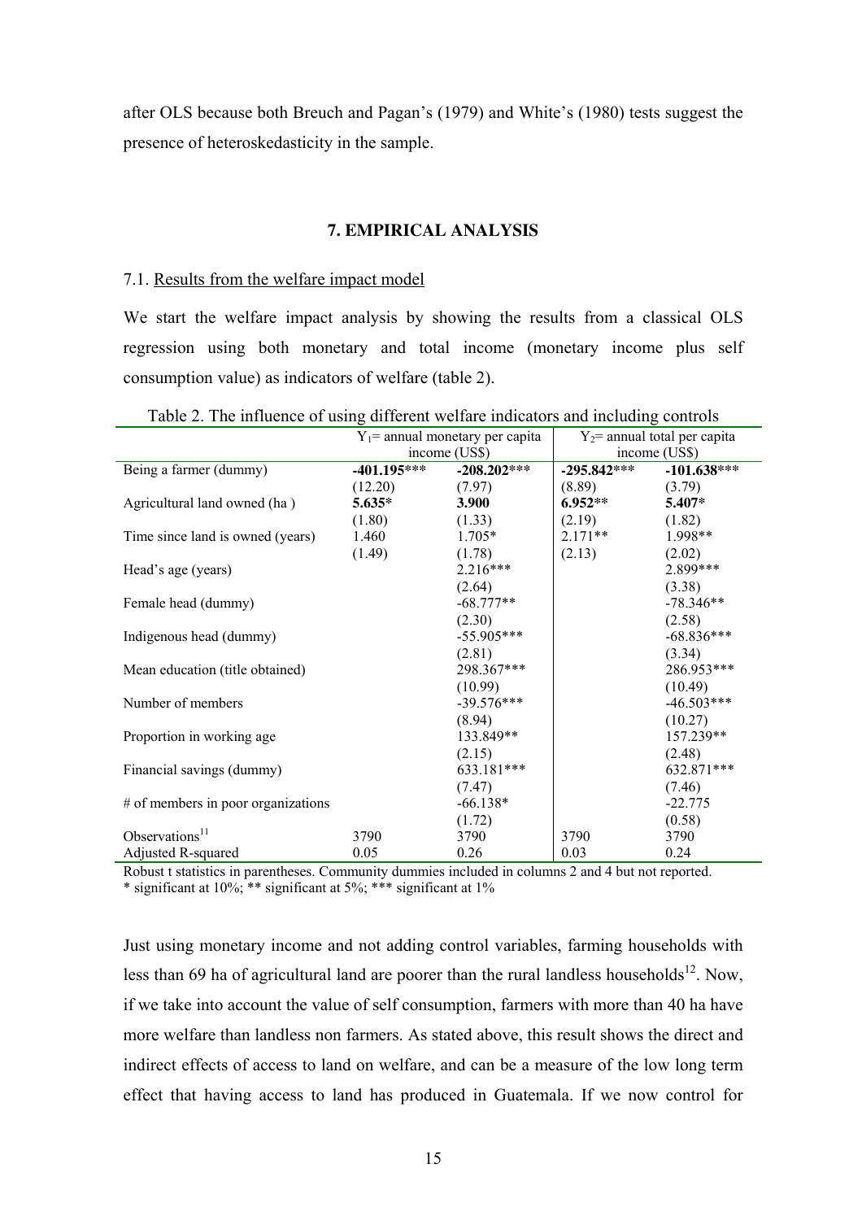after OLS because both Breuch and Pagan's (1979) and White's (1980) tests suggest the presence of heteroskedasticity in the sample.

## 7. EMPIRICAL ANALYSIS

### 7.1. Results from the welfare impact model

We start the welfare impact analysis by showing the results from a classical OLS regression using both monetary and total income (monetary income plus self consumption value) as indicators of welfare (table 2).

Table 2. The influence of using different welfare indicators and including controls

| | $Y_1$= annual monetary per capita income (US$) | | $Y_2$= annual total per capita income (US$) | |
|---|---|---|---|---|
| Being a farmer (dummy) | **-401.195**\*\*\* | **-208.202**\*\*\* | **-295.842**\*\*\* | **-101.638**\*\*\* |
| | (12.20) | (7.97) | (8.89) | (3.79) |
| Agricultural land owned (ha ) | **5.635**\* | **3.900** | **6.952**\*\* | **5.407**\* |
| | (1.80) | (1.33) | (2.19) | (1.82) |
| Time since land is owned (years) | 1.460 | 1.705\* | 2.171\*\* | 1.998\*\* |
| | (1.49) | (1.78) | (2.13) | (2.02) |
| Head's age (years) | | 2.216\*\*\* | | 2.899\*\*\* |
| | | (2.64) | | (3.38) |
| Female head (dummy) | | -68.777\*\* | | -78.346\*\* |
| | | (2.30) | | (2.58) |
| Indigenous head (dummy) | | -55.905\*\*\* | | -68.836\*\*\* |
| | | (2.81) | | (3.34) |
| Mean education (title obtained) | | 298.367\*\*\* | | 286.953\*\*\* |
| | | (10.99) | | (10.49) |
| Number of members | | -39.576\*\*\* | | -46.503\*\*\* |
| | | (8.94) | | (10.27) |
| Proportion in working age | | 133.849\*\* | | 157.239\*\* |
| | | (2.15) | | (2.48) |
| Financial savings (dummy) | | 633.181\*\*\* | | 632.871\*\*\* |
| | | (7.47) | | (7.46) |
| # of members in poor organizations | | -66.138\* | | -22.775 |
| | | (1.72) | | (0.58) |
| Observations[11] | 3790 | 3790 | 3790 | 3790 |
| Adjusted R-squared | 0.05 | 0.26 | 0.03 | 0.24 |

Robust t statistics in parentheses. Community dummies included in columns 2 and 4 but not reported.
\* significant at 10%; \*\* significant at 5%; \*\*\* significant at 1%

Just using monetary income and not adding control variables, farming households with less than 69 ha of agricultural land are poorer than the rural landless households[12]. Now, if we take into account the value of self consumption, farmers with more than 40 ha have more welfare than landless non farmers. As stated above, this result shows the direct and indirect effects of access to land on welfare, and can be a measure of the low long term effect that having access to land has produced in Guatemala. If we now control for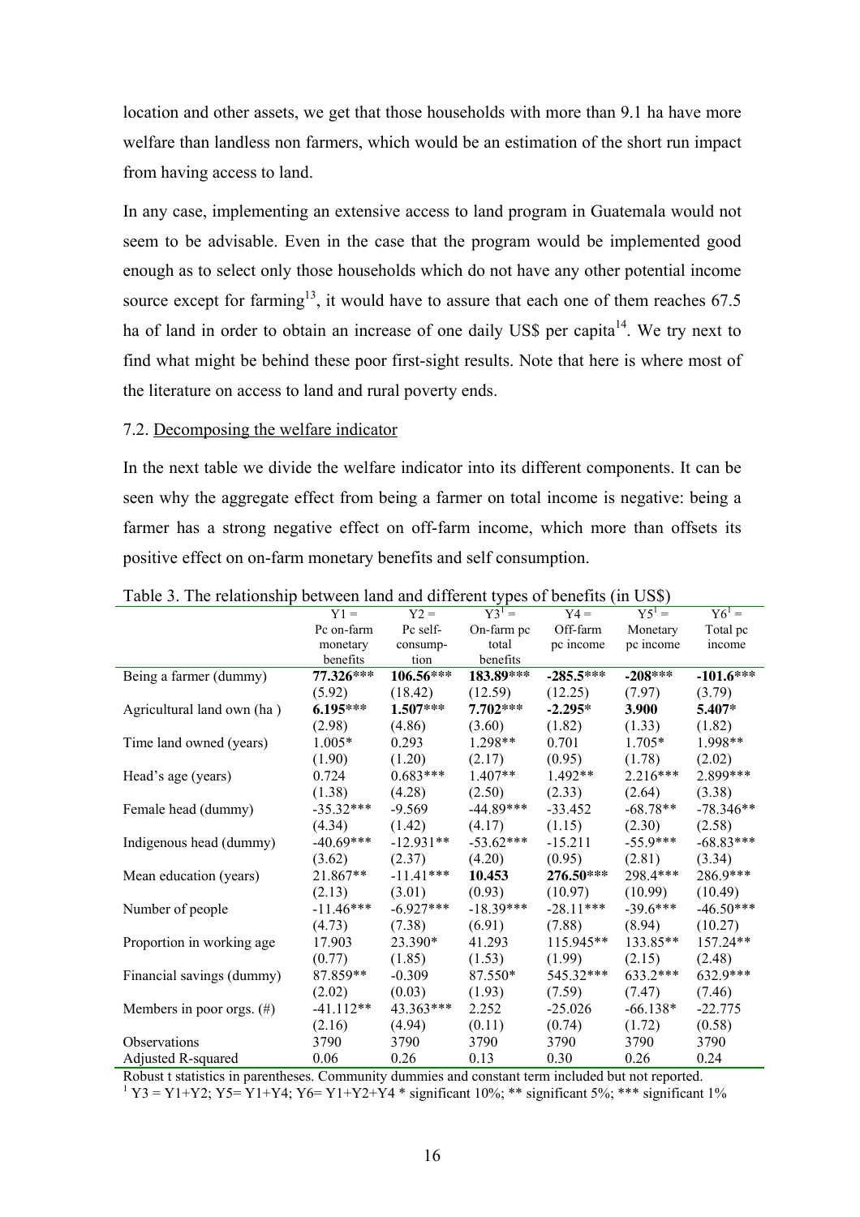location and other assets, we get that those households with more than 9.1 ha have more welfare than landless non farmers, which would be an estimation of the short run impact from having access to land.

In any case, implementing an extensive access to land program in Guatemala would not seem to be advisable. Even in the case that the program would be implemented good enough as to select only those households which do not have any other potential income source except for farming[13], it would have to assure that each one of them reaches 67.5 ha of land in order to obtain an increase of one daily US$ per capita[14]. We try next to find what might be behind these poor first-sight results. Note that here is where most of the literature on access to land and rural poverty ends.

### 7.2. Decomposing the welfare indicator

In the next table we divide the welfare indicator into its different components. It can be seen why the aggregate effect from being a farmer on total income is negative: being a farmer has a strong negative effect on off-farm income, which more than offsets its positive effect on on-farm monetary benefits and self consumption.

Table 3. The relationship between land and different types of benefits (in US$)

| | Y1 = Pc on-farm monetary benefits | Y2 = Pc self-consumption | Y3[1] = On-farm pc total benefits | Y4 = Off-farm pc income | Y5[1] = Monetary pc income | Y6[1] = Total pc income |
|---|---|---|---|---|---|---|
| Being a farmer (dummy) | **77.326*** ** | **106.56*** ** | **183.89*** ** | **-285.5*** ** | **-208*** ** | **-101.6*** ** |
| | (5.92) | (18.42) | (12.59) | (12.25) | (7.97) | (3.79) |
| Agricultural land own (ha ) | **6.195*** ** | **1.507*** ** | **7.702*** ** | **-2.295* ** | **3.900** | **5.407* ** |
| | (2.98) | (4.86) | (3.60) | (1.82) | (1.33) | (1.82) |
| Time land owned (years) | 1.005* | 0.293 | 1.298** | 0.701 | 1.705* | 1.998** |
| | (1.90) | (1.20) | (2.17) | (0.95) | (1.78) | (2.02) |
| Head's age (years) | 0.724 | 0.683*** | 1.407** | 1.492** | 2.216*** | 2.899*** |
| | (1.38) | (4.28) | (2.50) | (2.33) | (2.64) | (3.38) |
| Female head (dummy) | -35.32*** | -9.569 | -44.89*** | -33.452 | -68.78** | -78.346** |
| | (4.34) | (1.42) | (4.17) | (1.15) | (2.30) | (2.58) |
| Indigenous head (dummy) | -40.69*** | -12.931** | -53.62*** | -15.211 | -55.9*** | -68.83*** |
| | (3.62) | (2.37) | (4.20) | (0.95) | (2.81) | (3.34) |
| Mean education (years) | 21.867** | -11.41*** | **10.453** | **276.50*** ** | 298.4*** | 286.9*** |
| | (2.13) | (3.01) | (0.93) | (10.97) | (10.99) | (10.49) |
| Number of people | -11.46*** | -6.927*** | -18.39*** | -28.11*** | -39.6*** | -46.50*** |
| | (4.73) | (7.38) | (6.91) | (7.88) | (8.94) | (10.27) |
| Proportion in working age | 17.903 | 23.390* | 41.293 | 115.945** | 133.85** | 157.24** |
| | (0.77) | (1.85) | (1.53) | (1.99) | (2.15) | (2.48) |
| Financial savings (dummy) | 87.859** | -0.309 | 87.550* | 545.32*** | 633.2*** | 632.9*** |
| | (2.02) | (0.03) | (1.93) | (7.59) | (7.47) | (7.46) |
| Members in poor orgs. (#) | -41.112** | 43.363*** | 2.252 | -25.026 | -66.138* | -22.775 |
| | (2.16) | (4.94) | (0.11) | (0.74) | (1.72) | (0.58) |
| Observations | 3790 | 3790 | 3790 | 3790 | 3790 | 3790 |
| Adjusted R-squared | 0.06 | 0.26 | 0.13 | 0.30 | 0.26 | 0.24 |

Robust t statistics in parentheses. Community dummies and constant term included but not reported.
[1] Y3 = Y1+Y2; Y5= Y1+Y4; Y6= Y1+Y2+Y4 * significant 10%; ** significant 5%; *** significant 1%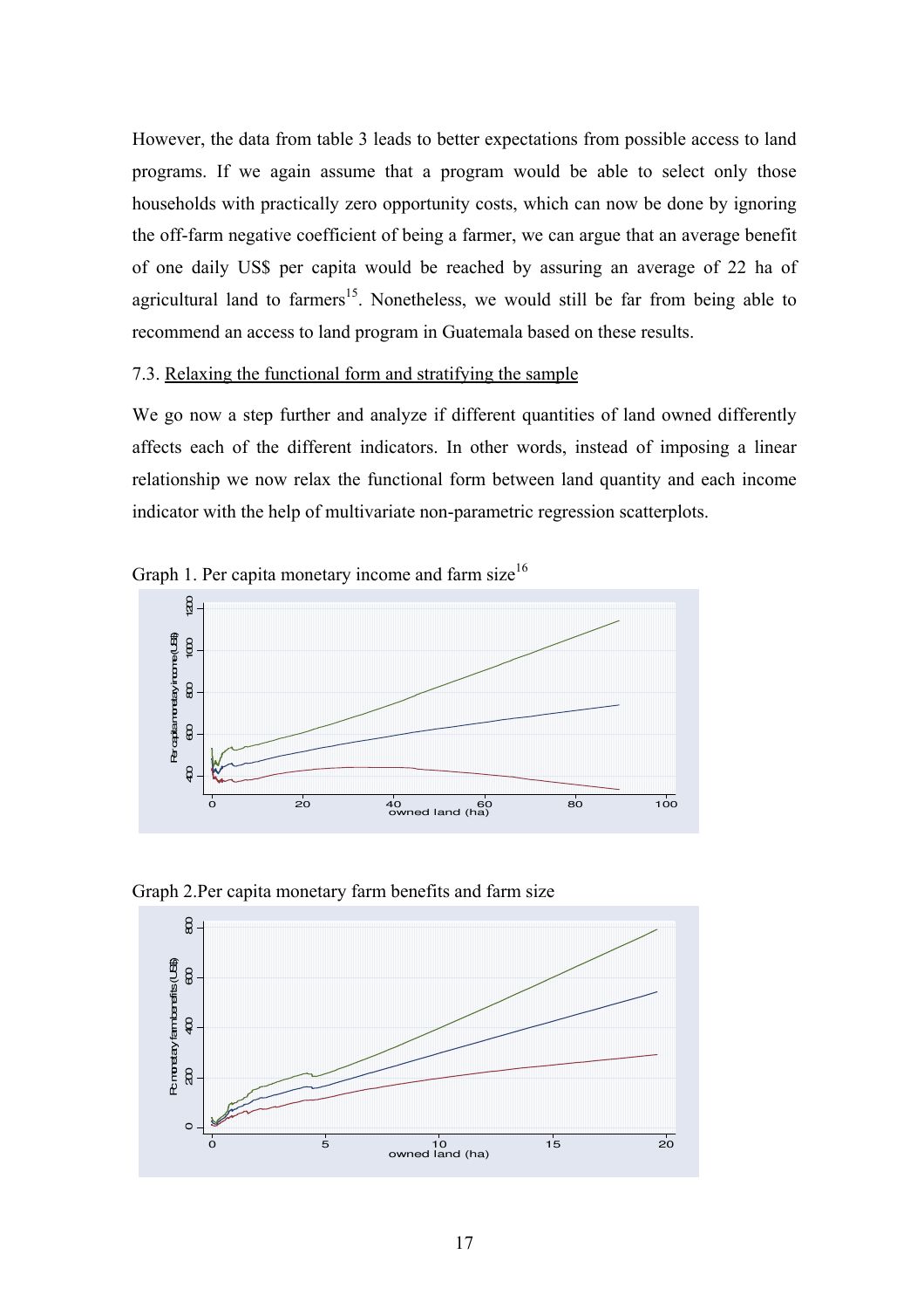However, the data from table 3 leads to better expectations from possible access to land programs. If we again assume that a program would be able to select only those households with practically zero opportunity costs, which can now be done by ignoring the off-farm negative coefficient of being a farmer, we can argue that an average benefit of one daily US$ per capita would be reached by assuring an average of 22 ha of agricultural land to farmers[15]. Nonetheless, we would still be far from being able to recommend an access to land program in Guatemala based on these results.

7.3. Relaxing the functional form and stratifying the sample

We go now a step further and analyze if different quantities of land owned differently affects each of the different indicators. In other words, instead of imposing a linear relationship we now relax the functional form between land quantity and each income indicator with the help of multivariate non-parametric regression scatterplots.

Graph 1. Per capita monetary income and farm size[16]

Graph 2.Per capita monetary farm benefits and farm size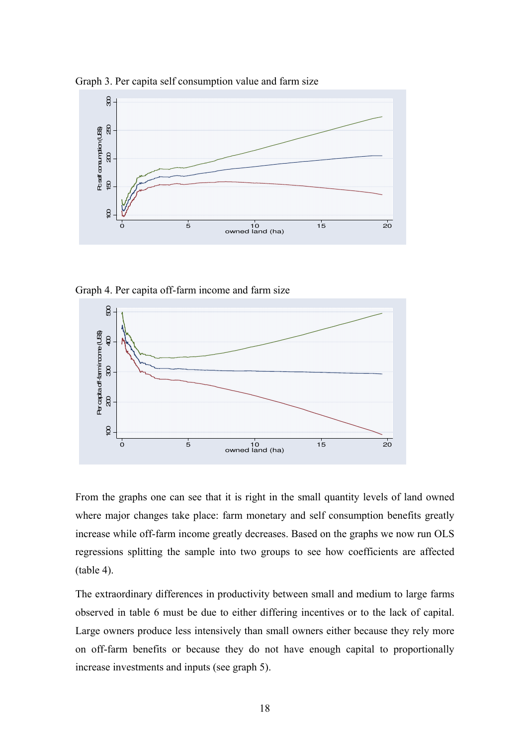Graph 3. Per capita self consumption value and farm size

Graph 4. Per capita off-farm income and farm size

From the graphs one can see that it is right in the small quantity levels of land owned where major changes take place: farm monetary and self consumption benefits greatly increase while off-farm income greatly decreases. Based on the graphs we now run OLS regressions splitting the sample into two groups to see how coefficients are affected (table 4).

The extraordinary differences in productivity between small and medium to large farms observed in table 6 must be due to either differing incentives or to the lack of capital. Large owners produce less intensively than small owners either because they rely more on off-farm benefits or because they do not have enough capital to proportionally increase investments and inputs (see graph 5).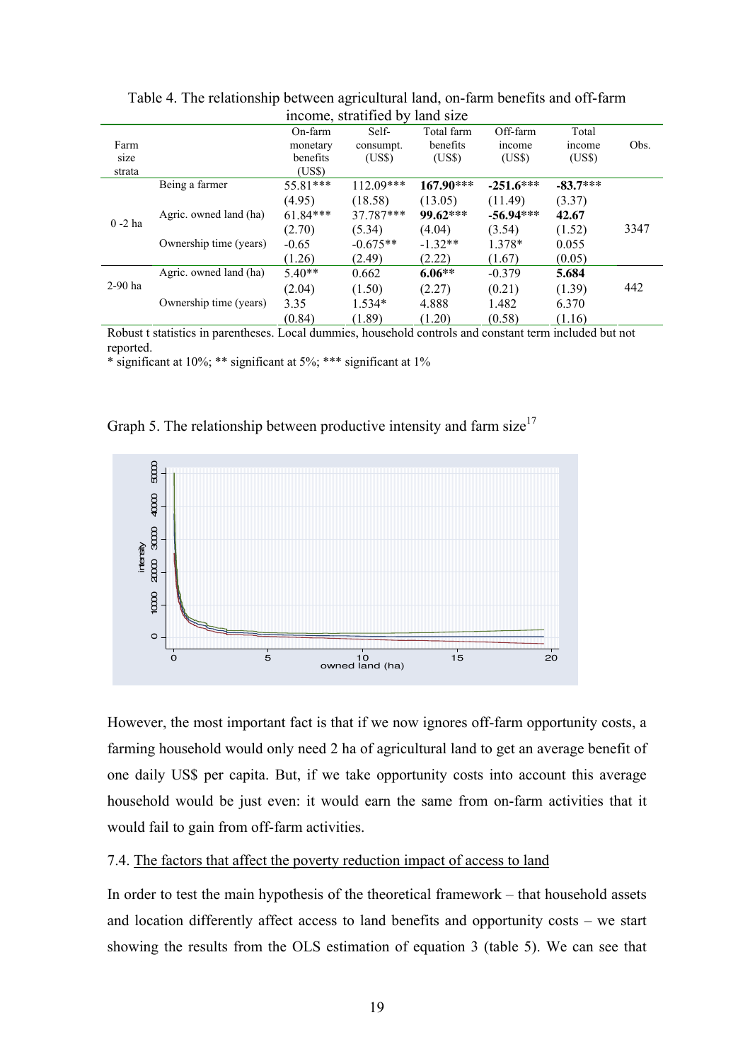Table 4. The relationship between agricultural land, on-farm benefits and off-farm income, stratified by land size

| Farm size strata | | On-farm monetary benefits (US$) | Self-consumpt. (US$) | Total farm benefits (US$) | Off-farm income (US$) | Total income (US$) | Obs. |
|---|---|---|---|---|---|---|---|
| 0 -2 ha | Being a farmer | 55.81*** | 112.09*** | **167.90***** | **-251.6***** | **-83.7***** | 3347 |
| | | (4.95) | (18.58) | (13.05) | (11.49) | (3.37) | |
| | Agric. owned land (ha) | 61.84*** | 37.787*** | **99.62***** | **-56.94***** | **42.67** | |
| | | (2.70) | (5.34) | (4.04) | (3.54) | (1.52) | |
| | Ownership time (years) | -0.65 | -0.675** | -1.32** | 1.378* | 0.055 | |
| | | (1.26) | (2.49) | (2.22) | (1.67) | (0.05) | |
| 2-90 ha | Agric. owned land (ha) | 5.40** | 0.662 | **6.06**** | -0.379 | **5.684** | 442 |
| | | (2.04) | (1.50) | (2.27) | (0.21) | (1.39) | |
| | Ownership time (years) | 3.35 | 1.534* | 4.888 | 1.482 | 6.370 | |
| | | (0.84) | (1.89) | (1.20) | (0.58) | (1.16) | |

Robust t statistics in parentheses. Local dummies, household controls and constant term included but not reported.

* significant at 10%; ** significant at 5%; *** significant at 1%

Graph 5. The relationship between productive intensity and farm size[17]

However, the most important fact is that if we now ignores off-farm opportunity costs, a farming household would only need 2 ha of agricultural land to get an average benefit of one daily US$ per capita. But, if we take opportunity costs into account this average household would be just even: it would earn the same from on-farm activities that it would fail to gain from off-farm activities.

7.4. The factors that affect the poverty reduction impact of access to land

In order to test the main hypothesis of the theoretical framework – that household assets and location differently affect access to land benefits and opportunity costs – we start showing the results from the OLS estimation of equation 3 (table 5). We can see that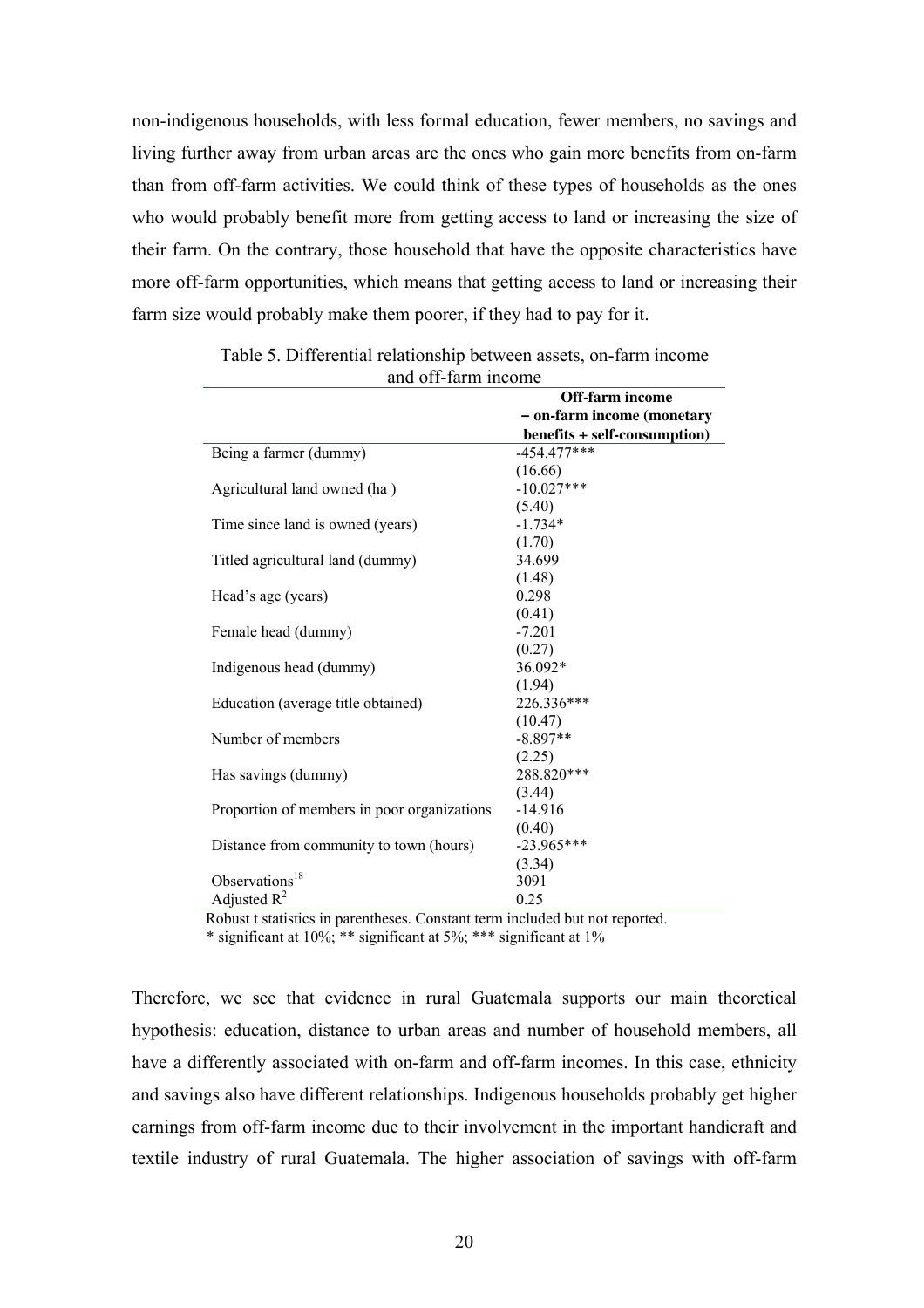non-indigenous households, with less formal education, fewer members, no savings and living further away from urban areas are the ones who gain more benefits from on-farm than from off-farm activities. We could think of these types of households as the ones who would probably benefit more from getting access to land or increasing the size of their farm. On the contrary, those household that have the opposite characteristics have more off-farm opportunities, which means that getting access to land or increasing their farm size would probably make them poorer, if they had to pay for it.

Table 5. Differential relationship between assets, on-farm income and off-farm income

| | **Off-farm income – on-farm income (monetary benefits + self-consumption)** |
|---|---|
| Being a farmer (dummy) | -454.477*** |
| | (16.66) |
| Agricultural land owned (ha ) | -10.027*** |
| | (5.40) |
| Time since land is owned (years) | -1.734* |
| | (1.70) |
| Titled agricultural land (dummy) | 34.699 |
| | (1.48) |
| Head's age (years) | 0.298 |
| | (0.41) |
| Female head (dummy) | -7.201 |
| | (0.27) |
| Indigenous head (dummy) | 36.092* |
| | (1.94) |
| Education (average title obtained) | 226.336*** |
| | (10.47) |
| Number of members | -8.897** |
| | (2.25) |
| Has savings (dummy) | 288.820*** |
| | (3.44) |
| Proportion of members in poor organizations | -14.916 |
| | (0.40) |
| Distance from community to town (hours) | -23.965*** |
| | (3.34) |
| Observations[18] | 3091 |
| Adjusted $R^2$ | 0.25 |

Robust t statistics in parentheses. Constant term included but not reported.
\* significant at 10%; ** significant at 5%; *** significant at 1%

Therefore, we see that evidence in rural Guatemala supports our main theoretical hypothesis: education, distance to urban areas and number of household members, all have a differently associated with on-farm and off-farm incomes. In this case, ethnicity and savings also have different relationships. Indigenous households probably get higher earnings from off-farm income due to their involvement in the important handicraft and textile industry of rural Guatemala. The higher association of savings with off-farm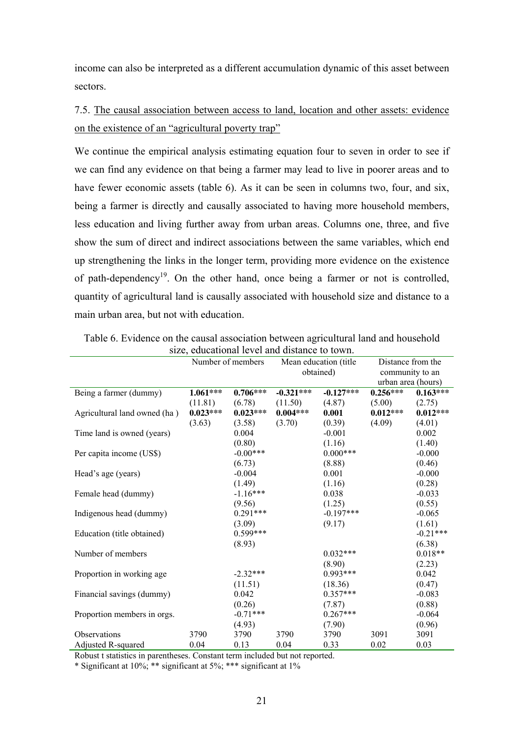income can also be interpreted as a different accumulation dynamic of this asset between sectors.

### 7.5. The causal association between access to land, location and other assets: evidence on the existence of an "agricultural poverty trap"

We continue the empirical analysis estimating equation four to seven in order to see if we can find any evidence on that being a farmer may lead to live in poorer areas and to have fewer economic assets (table 6). As it can be seen in columns two, four, and six, being a farmer is directly and causally associated to having more household members, less education and living further away from urban areas. Columns one, three, and five show the sum of direct and indirect associations between the same variables, which end up strengthening the links in the longer term, providing more evidence on the existence of path-dependency[19]. On the other hand, once being a farmer or not is controlled, quantity of agricultural land is causally associated with household size and distance to a main urban area, but not with education.

Table 6. Evidence on the causal association between agricultural land and household size, educational level and distance to town.

| | Number of members | | Mean education (title obtained) | | Distance from the community to an urban area (hours) | |
|---|---|---|---|---|---|---|
| Being a farmer (dummy) | **1.061\*\*\*** | **0.706\*\*\*** | **-0.321\*\*\*** | **-0.127\*\*\*** | **0.256\*\*\*** | **0.163\*\*\*** |
| | (11.81) | (6.78) | (11.50) | (4.87) | (5.00) | (2.75) |
| Agricultural land owned (ha ) | **0.023\*\*\*** | **0.023\*\*\*** | **0.004\*\*\*** | **0.001** | **0.012\*\*\*** | **0.012\*\*\*** |
| | (3.63) | (3.58) | (3.70) | (0.39) | (4.09) | (4.01) |
| Time land is owned (years) | | 0.004 | | -0.001 | | 0.002 |
| | | (0.80) | | (1.16) | | (1.40) |
| Per capita income (US$) | | -0.00\*\*\* | | 0.000\*\*\* | | -0.000 |
| | | (6.73) | | (8.88) | | (0.46) |
| Head's age (years) | | -0.004 | | 0.001 | | -0.000 |
| | | (1.49) | | (1.16) | | (0.28) |
| Female head (dummy) | | -1.16\*\*\* | | 0.038 | | -0.033 |
| | | (9.56) | | (1.25) | | (0.55) |
| Indigenous head (dummy) | | 0.291\*\*\* | | -0.197\*\*\* | | -0.065 |
| | | (3.09) | | (9.17) | | (1.61) |
| Education (title obtained) | | 0.599\*\*\* | | | | -0.21\*\*\* |
| | | (8.93) | | | | (6.38) |
| Number of members | | | | 0.032\*\*\* | | 0.018\*\* |
| | | | | (8.90) | | (2.23) |
| Proportion in working age | | -2.32\*\*\* | | 0.993\*\*\* | | 0.042 |
| | | (11.51) | | (18.36) | | (0.47) |
| Financial savings (dummy) | | 0.042 | | 0.357\*\*\* | | -0.083 |
| | | (0.26) | | (7.87) | | (0.88) |
| Proportion members in orgs. | | -0.71\*\*\* | | 0.267\*\*\* | | -0.064 |
| | | (4.93) | | (7.90) | | (0.96) |
| Observations | 3790 | 3790 | 3790 | 3790 | 3091 | 3091 |
| Adjusted R-squared | 0.04 | 0.13 | 0.04 | 0.33 | 0.02 | 0.03 |

Robust t statistics in parentheses. Constant term included but not reported.

\* Significant at 10%; \*\* significant at 5%; \*\*\* significant at 1%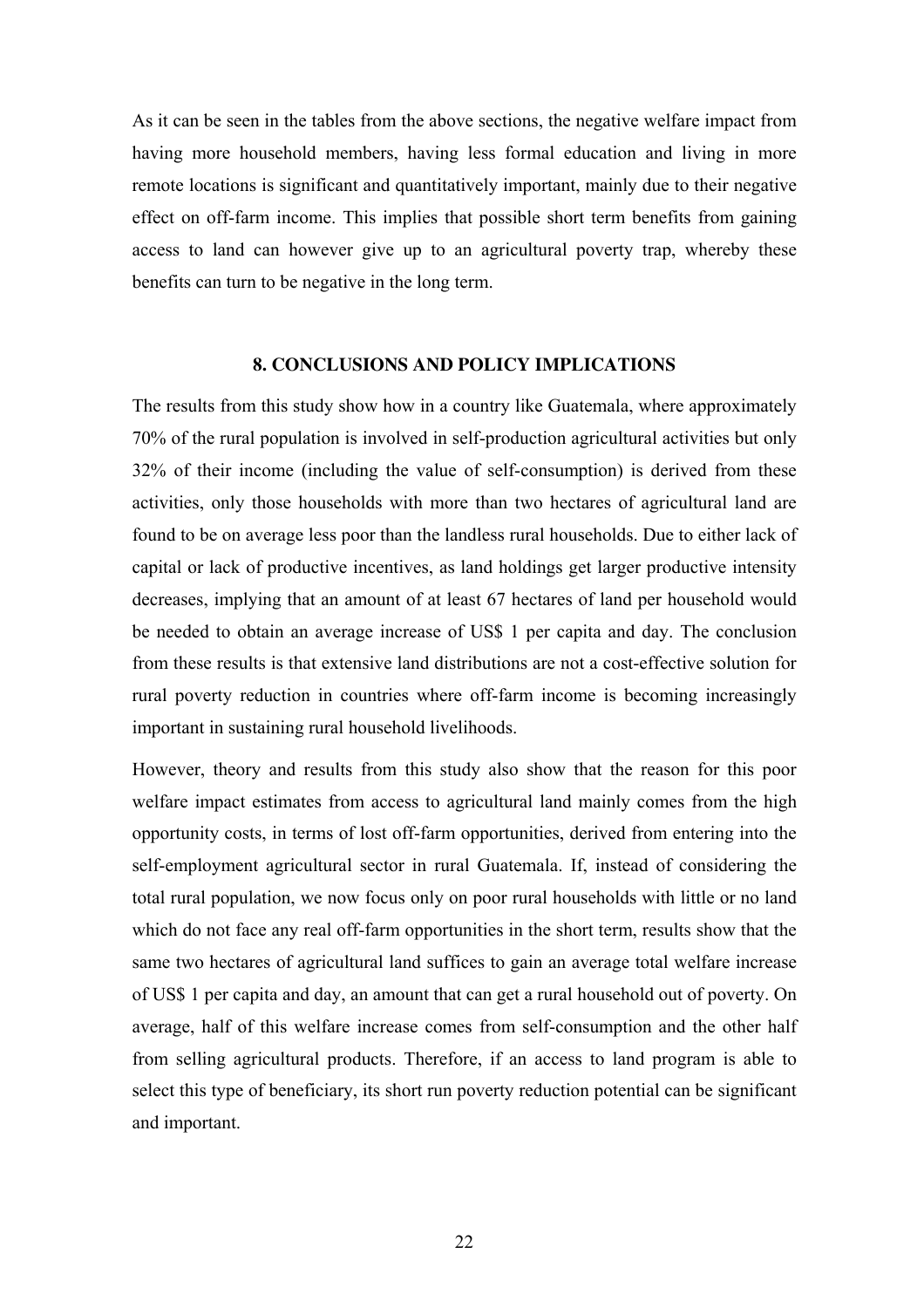As it can be seen in the tables from the above sections, the negative welfare impact from having more household members, having less formal education and living in more remote locations is significant and quantitatively important, mainly due to their negative effect on off-farm income. This implies that possible short term benefits from gaining access to land can however give up to an agricultural poverty trap, whereby these benefits can turn to be negative in the long term.

## 8. CONCLUSIONS AND POLICY IMPLICATIONS

The results from this study show how in a country like Guatemala, where approximately 70% of the rural population is involved in self-production agricultural activities but only 32% of their income (including the value of self-consumption) is derived from these activities, only those households with more than two hectares of agricultural land are found to be on average less poor than the landless rural households. Due to either lack of capital or lack of productive incentives, as land holdings get larger productive intensity decreases, implying that an amount of at least 67 hectares of land per household would be needed to obtain an average increase of US$ 1 per capita and day. The conclusion from these results is that extensive land distributions are not a cost-effective solution for rural poverty reduction in countries where off-farm income is becoming increasingly important in sustaining rural household livelihoods.

However, theory and results from this study also show that the reason for this poor welfare impact estimates from access to agricultural land mainly comes from the high opportunity costs, in terms of lost off-farm opportunities, derived from entering into the self-employment agricultural sector in rural Guatemala. If, instead of considering the total rural population, we now focus only on poor rural households with little or no land which do not face any real off-farm opportunities in the short term, results show that the same two hectares of agricultural land suffices to gain an average total welfare increase of US$ 1 per capita and day, an amount that can get a rural household out of poverty. On average, half of this welfare increase comes from self-consumption and the other half from selling agricultural products. Therefore, if an access to land program is able to select this type of beneficiary, its short run poverty reduction potential can be significant and important.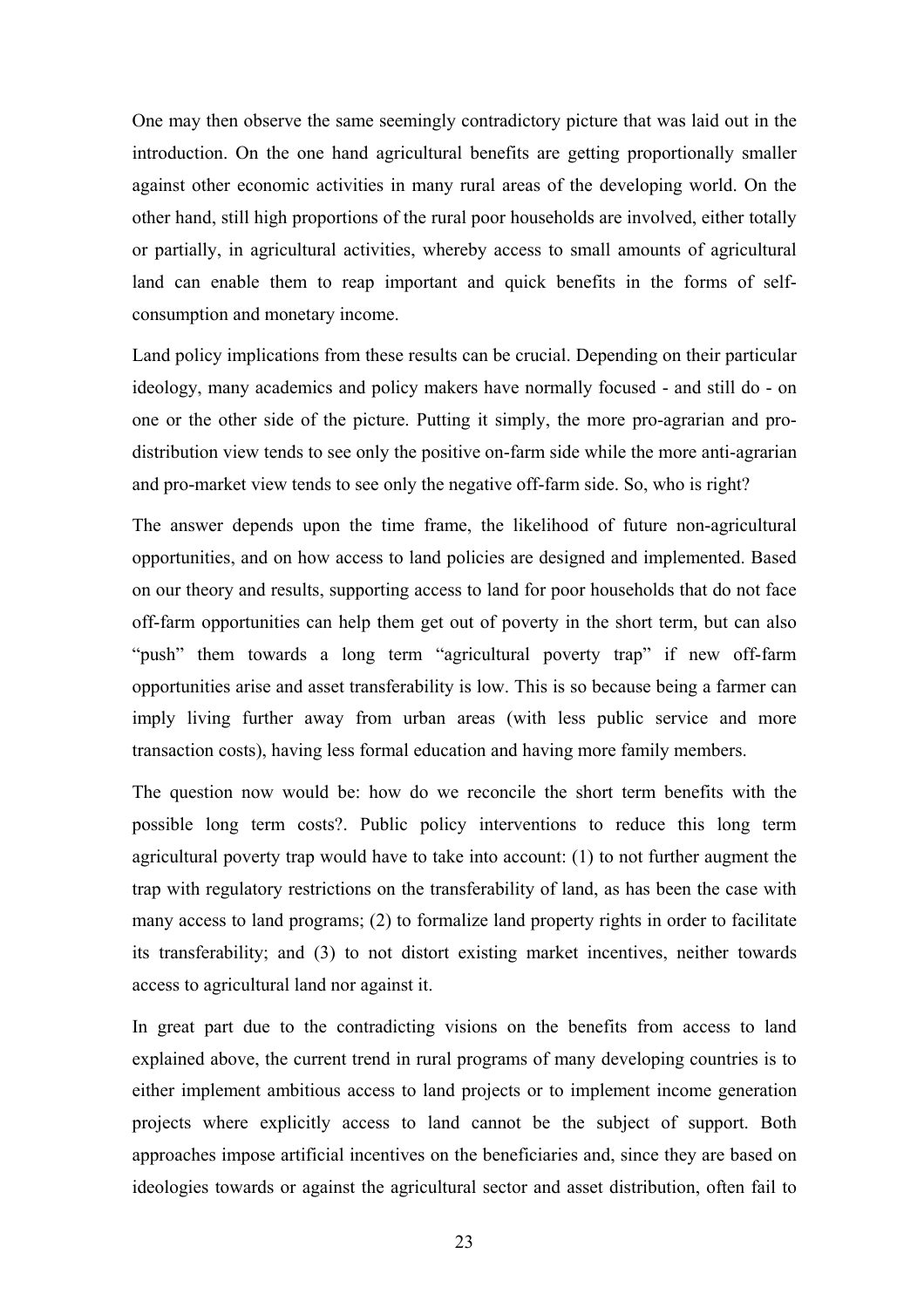One may then observe the same seemingly contradictory picture that was laid out in the introduction. On the one hand agricultural benefits are getting proportionally smaller against other economic activities in many rural areas of the developing world. On the other hand, still high proportions of the rural poor households are involved, either totally or partially, in agricultural activities, whereby access to small amounts of agricultural land can enable them to reap important and quick benefits in the forms of self-consumption and monetary income.

Land policy implications from these results can be crucial. Depending on their particular ideology, many academics and policy makers have normally focused - and still do - on one or the other side of the picture. Putting it simply, the more pro-agrarian and pro-distribution view tends to see only the positive on-farm side while the more anti-agrarian and pro-market view tends to see only the negative off-farm side. So, who is right?

The answer depends upon the time frame, the likelihood of future non-agricultural opportunities, and on how access to land policies are designed and implemented. Based on our theory and results, supporting access to land for poor households that do not face off-farm opportunities can help them get out of poverty in the short term, but can also "push" them towards a long term "agricultural poverty trap" if new off-farm opportunities arise and asset transferability is low. This is so because being a farmer can imply living further away from urban areas (with less public service and more transaction costs), having less formal education and having more family members.

The question now would be: how do we reconcile the short term benefits with the possible long term costs?. Public policy interventions to reduce this long term agricultural poverty trap would have to take into account: (1) to not further augment the trap with regulatory restrictions on the transferability of land, as has been the case with many access to land programs; (2) to formalize land property rights in order to facilitate its transferability; and (3) to not distort existing market incentives, neither towards access to agricultural land nor against it.

In great part due to the contradicting visions on the benefits from access to land explained above, the current trend in rural programs of many developing countries is to either implement ambitious access to land projects or to implement income generation projects where explicitly access to land cannot be the subject of support. Both approaches impose artificial incentives on the beneficiaries and, since they are based on ideologies towards or against the agricultural sector and asset distribution, often fail to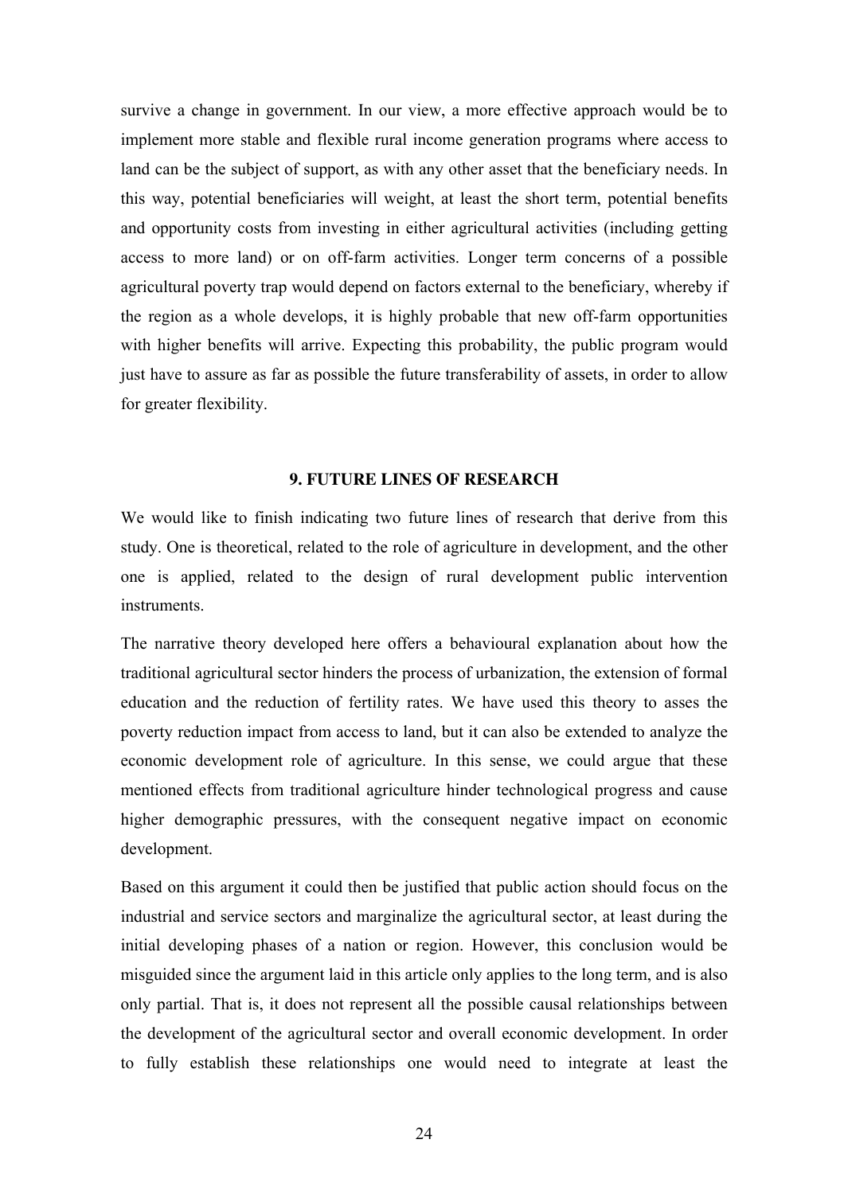survive a change in government. In our view, a more effective approach would be to implement more stable and flexible rural income generation programs where access to land can be the subject of support, as with any other asset that the beneficiary needs. In this way, potential beneficiaries will weight, at least the short term, potential benefits and opportunity costs from investing in either agricultural activities (including getting access to more land) or on off-farm activities. Longer term concerns of a possible agricultural poverty trap would depend on factors external to the beneficiary, whereby if the region as a whole develops, it is highly probable that new off-farm opportunities with higher benefits will arrive. Expecting this probability, the public program would just have to assure as far as possible the future transferability of assets, in order to allow for greater flexibility.

## 9. FUTURE LINES OF RESEARCH

We would like to finish indicating two future lines of research that derive from this study. One is theoretical, related to the role of agriculture in development, and the other one is applied, related to the design of rural development public intervention instruments.

The narrative theory developed here offers a behavioural explanation about how the traditional agricultural sector hinders the process of urbanization, the extension of formal education and the reduction of fertility rates. We have used this theory to asses the poverty reduction impact from access to land, but it can also be extended to analyze the economic development role of agriculture. In this sense, we could argue that these mentioned effects from traditional agriculture hinder technological progress and cause higher demographic pressures, with the consequent negative impact on economic development.

Based on this argument it could then be justified that public action should focus on the industrial and service sectors and marginalize the agricultural sector, at least during the initial developing phases of a nation or region. However, this conclusion would be misguided since the argument laid in this article only applies to the long term, and is also only partial. That is, it does not represent all the possible causal relationships between the development of the agricultural sector and overall economic development. In order to fully establish these relationships one would need to integrate at least the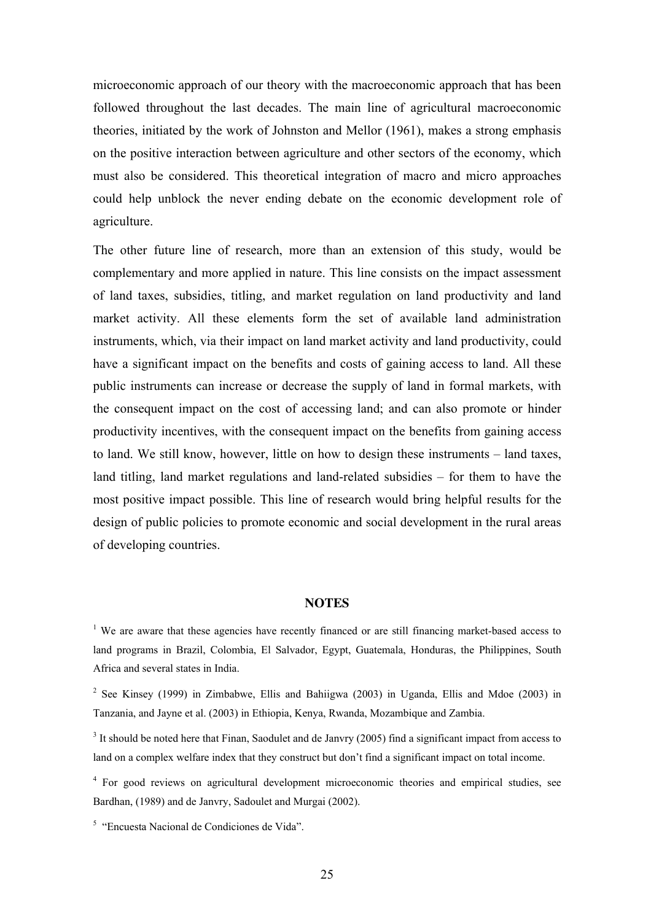microeconomic approach of our theory with the macroeconomic approach that has been followed throughout the last decades. The main line of agricultural macroeconomic theories, initiated by the work of Johnston and Mellor (1961), makes a strong emphasis on the positive interaction between agriculture and other sectors of the economy, which must also be considered. This theoretical integration of macro and micro approaches could help unblock the never ending debate on the economic development role of agriculture.

The other future line of research, more than an extension of this study, would be complementary and more applied in nature. This line consists on the impact assessment of land taxes, subsidies, titling, and market regulation on land productivity and land market activity. All these elements form the set of available land administration instruments, which, via their impact on land market activity and land productivity, could have a significant impact on the benefits and costs of gaining access to land. All these public instruments can increase or decrease the supply of land in formal markets, with the consequent impact on the cost of accessing land; and can also promote or hinder productivity incentives, with the consequent impact on the benefits from gaining access to land. We still know, however, little on how to design these instruments – land taxes, land titling, land market regulations and land-related subsidies – for them to have the most positive impact possible. This line of research would bring helpful results for the design of public policies to promote economic and social development in the rural areas of developing countries.

## NOTES

[1] We are aware that these agencies have recently financed or are still financing market-based access to land programs in Brazil, Colombia, El Salvador, Egypt, Guatemala, Honduras, the Philippines, South Africa and several states in India.

[2] See Kinsey (1999) in Zimbabwe, Ellis and Bahiigwa (2003) in Uganda, Ellis and Mdoe (2003) in Tanzania, and Jayne et al. (2003) in Ethiopia, Kenya, Rwanda, Mozambique and Zambia.

[3] It should be noted here that Finan, Saodulet and de Janvry (2005) find a significant impact from access to land on a complex welfare index that they construct but don't find a significant impact on total income.

[4] For good reviews on agricultural development microeconomic theories and empirical studies, see Bardhan, (1989) and de Janvry, Sadoulet and Murgai (2002).

[5] "Encuesta Nacional de Condiciones de Vida".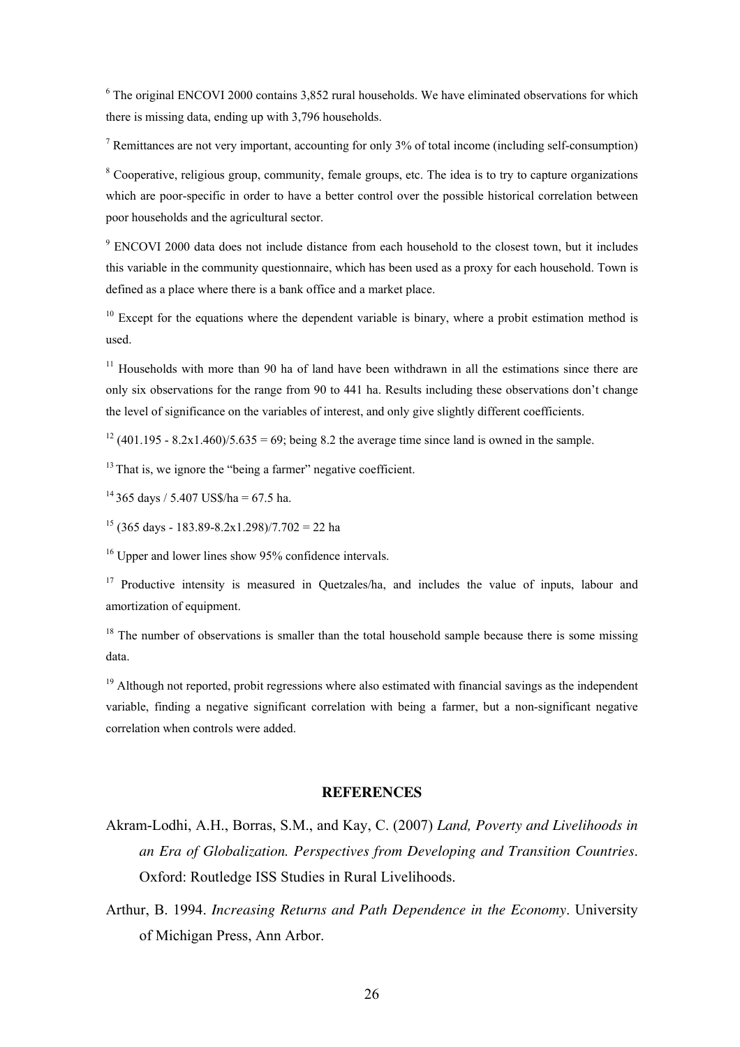[6] The original ENCOVI 2000 contains 3,852 rural households. We have eliminated observations for which there is missing data, ending up with 3,796 households.

[7] Remittances are not very important, accounting for only 3% of total income (including self-consumption)

[8] Cooperative, religious group, community, female groups, etc. The idea is to try to capture organizations which are poor-specific in order to have a better control over the possible historical correlation between poor households and the agricultural sector.

[9] ENCOVI 2000 data does not include distance from each household to the closest town, but it includes this variable in the community questionnaire, which has been used as a proxy for each household. Town is defined as a place where there is a bank office and a market place.

[10] Except for the equations where the dependent variable is binary, where a probit estimation method is used.

[11] Households with more than 90 ha of land have been withdrawn in all the estimations since there are only six observations for the range from 90 to 441 ha. Results including these observations don't change the level of significance on the variables of interest, and only give slightly different coefficients.

[12] (401.195 - 8.2x1.460)/5.635 = 69; being 8.2 the average time since land is owned in the sample.

[13] That is, we ignore the "being a farmer" negative coefficient.

[14] 365 days / 5.407 US$/ha = 67.5 ha.

[15] (365 days - 183.89-8.2x1.298)/7.702 = 22 ha

[16] Upper and lower lines show 95% confidence intervals.

[17] Productive intensity is measured in Quetzales/ha, and includes the value of inputs, labour and amortization of equipment.

[18] The number of observations is smaller than the total household sample because there is some missing data.

[19] Although not reported, probit regressions where also estimated with financial savings as the independent variable, finding a negative significant correlation with being a farmer, but a non-significant negative correlation when controls were added.

## REFERENCES

Akram-Lodhi, A.H., Borras, S.M., and Kay, C. (2007) *Land, Poverty and Livelihoods in an Era of Globalization. Perspectives from Developing and Transition Countries*. Oxford: Routledge ISS Studies in Rural Livelihoods.

Arthur, B. 1994. *Increasing Returns and Path Dependence in the Economy*. University of Michigan Press, Ann Arbor.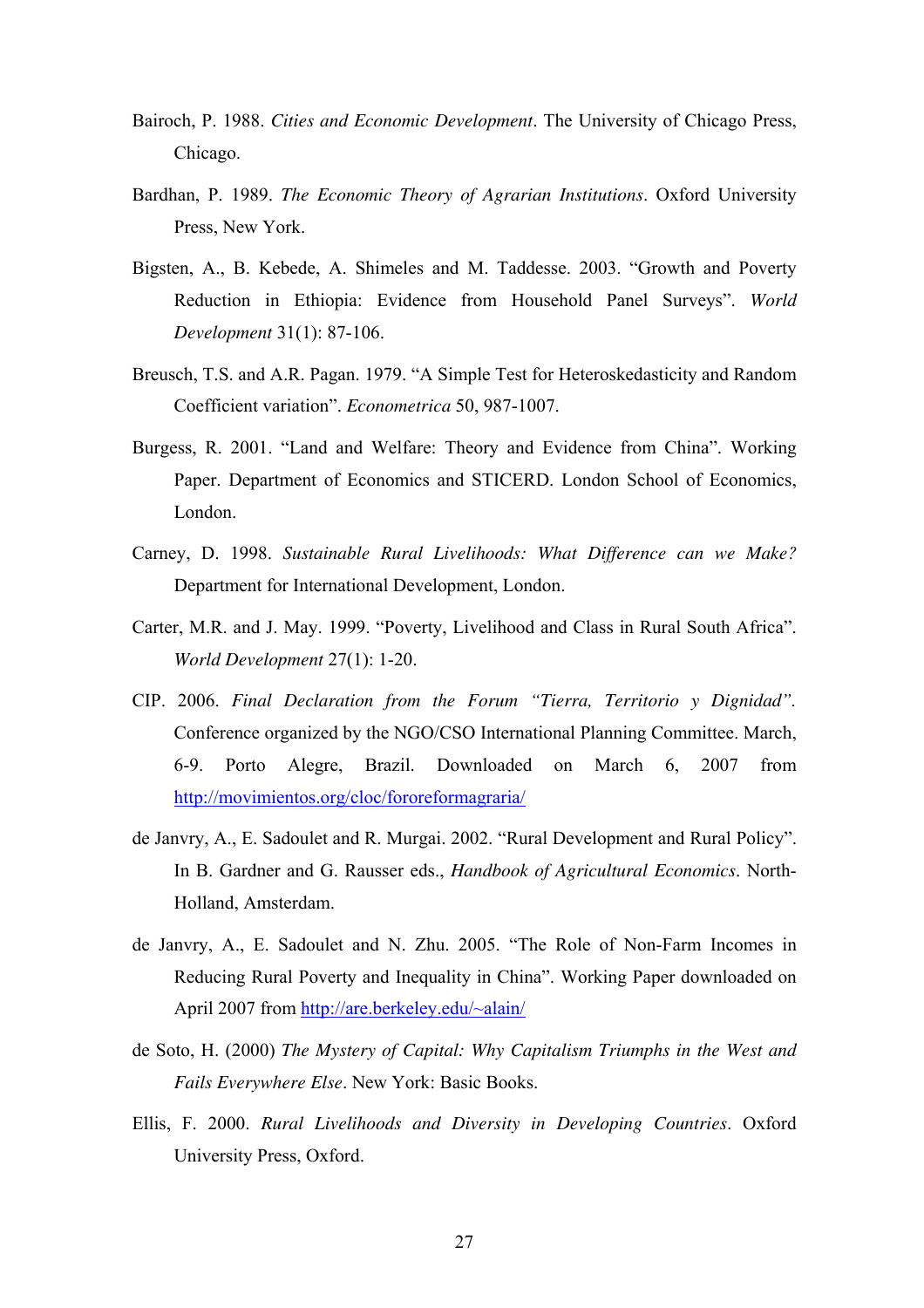Bairoch, P. 1988. *Cities and Economic Development*. The University of Chicago Press, Chicago.

Bardhan, P. 1989. *The Economic Theory of Agrarian Institutions*. Oxford University Press, New York.

Bigsten, A., B. Kebede, A. Shimeles and M. Taddesse. 2003. "Growth and Poverty Reduction in Ethiopia: Evidence from Household Panel Surveys". *World Development* 31(1): 87-106.

Breusch, T.S. and A.R. Pagan. 1979. "A Simple Test for Heteroskedasticity and Random Coefficient variation". *Econometrica* 50, 987-1007.

Burgess, R. 2001. "Land and Welfare: Theory and Evidence from China". Working Paper. Department of Economics and STICERD. London School of Economics, London.

Carney, D. 1998. *Sustainable Rural Livelihoods: What Difference can we Make?* Department for International Development, London.

Carter, M.R. and J. May. 1999. "Poverty, Livelihood and Class in Rural South Africa". *World Development* 27(1): 1-20.

CIP. 2006. *Final Declaration from the Forum "Tierra, Territorio y Dignidad"*. Conference organized by the NGO/CSO International Planning Committee. March, 6-9. Porto Alegre, Brazil. Downloaded on March 6, 2007 from http://movimientos.org/cloc/fororeformagraria/

de Janvry, A., E. Sadoulet and R. Murgai. 2002. "Rural Development and Rural Policy". In B. Gardner and G. Rausser eds., *Handbook of Agricultural Economics*. North-Holland, Amsterdam.

de Janvry, A., E. Sadoulet and N. Zhu. 2005. "The Role of Non-Farm Incomes in Reducing Rural Poverty and Inequality in China". Working Paper downloaded on April 2007 from http://are.berkeley.edu/~alain/

de Soto, H. (2000) *The Mystery of Capital: Why Capitalism Triumphs in the West and Fails Everywhere Else*. New York: Basic Books.

Ellis, F. 2000. *Rural Livelihoods and Diversity in Developing Countries*. Oxford University Press, Oxford.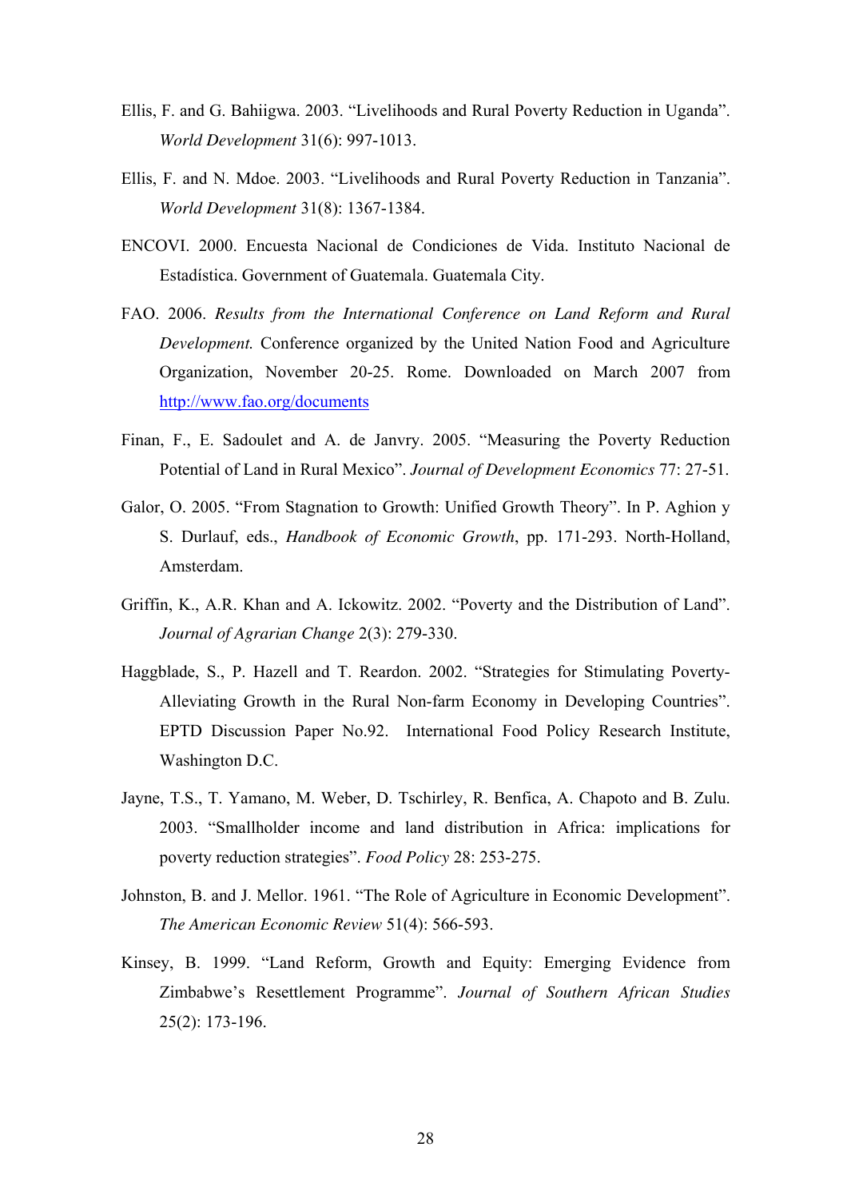Ellis, F. and G. Bahiigwa. 2003. "Livelihoods and Rural Poverty Reduction in Uganda". *World Development* 31(6): 997-1013.

Ellis, F. and N. Mdoe. 2003. "Livelihoods and Rural Poverty Reduction in Tanzania". *World Development* 31(8): 1367-1384.

ENCOVI. 2000. Encuesta Nacional de Condiciones de Vida. Instituto Nacional de Estadística. Government of Guatemala. Guatemala City.

FAO. 2006. *Results from the International Conference on Land Reform and Rural Development.* Conference organized by the United Nation Food and Agriculture Organization, November 20-25. Rome. Downloaded on March 2007 from http://www.fao.org/documents

Finan, F., E. Sadoulet and A. de Janvry. 2005. "Measuring the Poverty Reduction Potential of Land in Rural Mexico". *Journal of Development Economics* 77: 27-51.

Galor, O. 2005. "From Stagnation to Growth: Unified Growth Theory". In P. Aghion y S. Durlauf, eds., *Handbook of Economic Growth*, pp. 171-293. North-Holland, Amsterdam.

Griffin, K., A.R. Khan and A. Ickowitz. 2002. "Poverty and the Distribution of Land". *Journal of Agrarian Change* 2(3): 279-330.

Haggblade, S., P. Hazell and T. Reardon. 2002. "Strategies for Stimulating Poverty-Alleviating Growth in the Rural Non-farm Economy in Developing Countries". EPTD Discussion Paper No.92. International Food Policy Research Institute, Washington D.C.

Jayne, T.S., T. Yamano, M. Weber, D. Tschirley, R. Benfica, A. Chapoto and B. Zulu. 2003. "Smallholder income and land distribution in Africa: implications for poverty reduction strategies". *Food Policy* 28: 253-275.

Johnston, B. and J. Mellor. 1961. "The Role of Agriculture in Economic Development". *The American Economic Review* 51(4): 566-593.

Kinsey, B. 1999. "Land Reform, Growth and Equity: Emerging Evidence from Zimbabwe's Resettlement Programme". *Journal of Southern African Studies* 25(2): 173-196.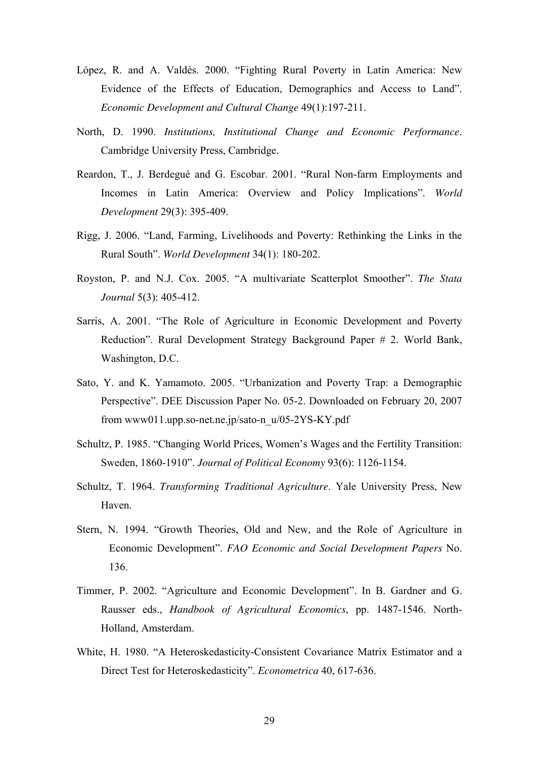López, R. and A. Valdés. 2000. "Fighting Rural Poverty in Latin America: New Evidence of the Effects of Education, Demographics and Access to Land". *Economic Development and Cultural Change* 49(1):197-211.

North, D. 1990. *Institutions, Institutional Change and Economic Performance*. Cambridge University Press, Cambridge.

Reardon, T., J. Berdegué and G. Escobar. 2001. "Rural Non-farm Employments and Incomes in Latin America: Overview and Policy Implications". *World Development* 29(3): 395-409.

Rigg, J. 2006. "Land, Farming, Livelihoods and Poverty: Rethinking the Links in the Rural South". *World Development* 34(1): 180-202.

Royston, P. and N.J. Cox. 2005. "A multivariate Scatterplot Smoother". *The Stata Journal* 5(3): 405-412.

Sarris, A. 2001. "The Role of Agriculture in Economic Development and Poverty Reduction". Rural Development Strategy Background Paper # 2. World Bank, Washington, D.C.

Sato, Y. and K. Yamamoto. 2005. "Urbanization and Poverty Trap: a Demographic Perspective". DEE Discussion Paper No. 05-2. Downloaded on February 20, 2007 from www011.upp.so-net.ne.jp/sato-n_u/05-2YS-KY.pdf

Schultz, P. 1985. "Changing World Prices, Women's Wages and the Fertility Transition: Sweden, 1860-1910". *Journal of Political Economy* 93(6): 1126-1154.

Schultz, T. 1964. *Transforming Traditional Agriculture*. Yale University Press, New Haven.

Stern, N. 1994. "Growth Theories, Old and New, and the Role of Agriculture in Economic Development". *FAO Economic and Social Development Papers* No. 136.

Timmer, P. 2002. "Agriculture and Economic Development". In B. Gardner and G. Rausser eds., *Handbook of Agricultural Economics*, pp. 1487-1546. North-Holland, Amsterdam.

White, H. 1980. "A Heteroskedasticity-Consistent Covariance Matrix Estimator and a Direct Test for Heteroskedasticity". *Econometrica* 40, 617-636.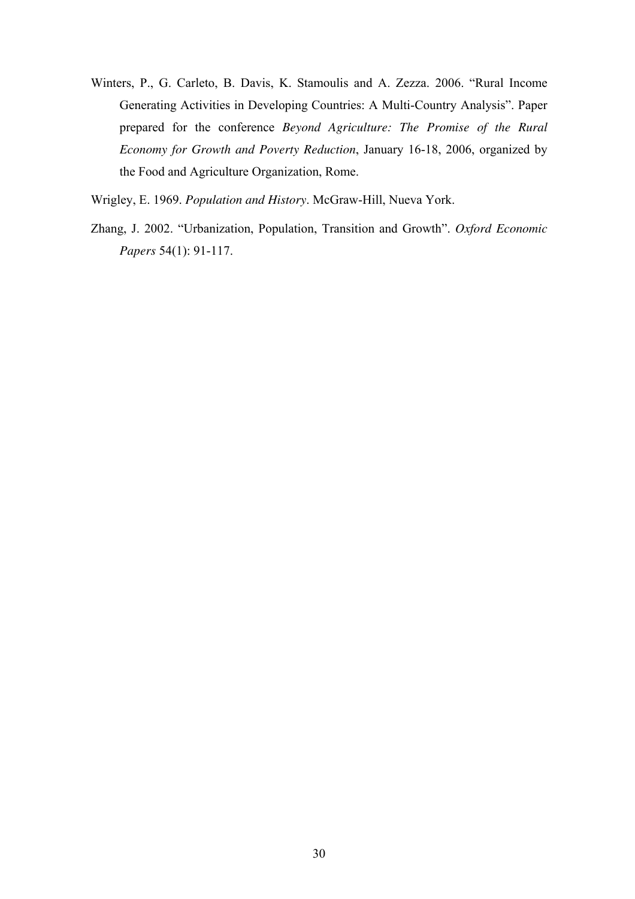Winters, P., G. Carleto, B. Davis, K. Stamoulis and A. Zezza. 2006. “Rural Income Generating Activities in Developing Countries: A Multi-Country Analysis”. Paper prepared for the conference *Beyond Agriculture: The Promise of the Rural Economy for Growth and Poverty Reduction*, January 16-18, 2006, organized by the Food and Agriculture Organization, Rome.

Wrigley, E. 1969. *Population and History*. McGraw-Hill, Nueva York.

Zhang, J. 2002. “Urbanization, Population, Transition and Growth”. *Oxford Economic Papers* 54(1): 91-117.